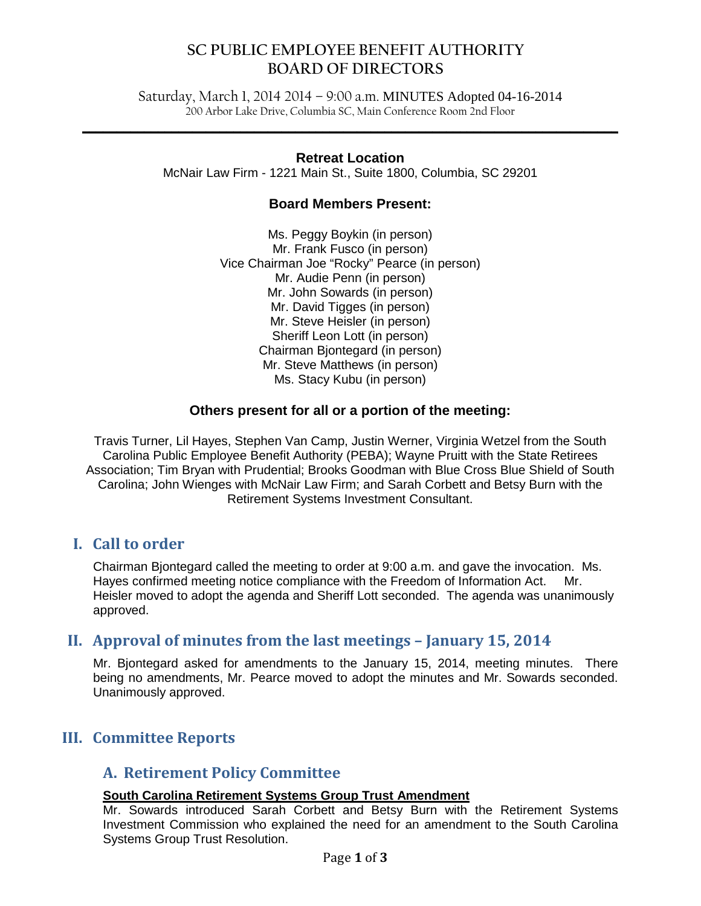# SC PUBLIC EMPLOYEE BENEFIT AUTHORITY
# BOARD OF DIRECTORS

Saturday, March 1, 2014 2014 – 9:00 a.m. MINUTES Adopted 04-16-2014
200 Arbor Lake Drive, Columbia SC, Main Conference Room 2nd Floor

---

**Retreat Location**
McNair Law Firm - 1221 Main St., Suite 1800, Columbia, SC 29201

**Board Members Present:**

Ms. Peggy Boykin (in person)
Mr. Frank Fusco (in person)
Vice Chairman Joe "Rocky" Pearce (in person)
Mr. Audie Penn (in person)
Mr. John Sowards (in person)
Mr. David Tigges (in person)
Mr. Steve Heisler (in person)
Sheriff Leon Lott (in person)
Chairman Bjontegard (in person)
Mr. Steve Matthews (in person)
Ms. Stacy Kubu (in person)

**Others present for all or a portion of the meeting:**

Travis Turner, Lil Hayes, Stephen Van Camp, Justin Werner, Virginia Wetzel from the South Carolina Public Employee Benefit Authority (PEBA); Wayne Pruitt with the State Retirees Association; Tim Bryan with Prudential; Brooks Goodman with Blue Cross Blue Shield of South Carolina; John Wienges with McNair Law Firm; and Sarah Corbett and Betsy Burn with the Retirement Systems Investment Consultant.

## I. Call to order

Chairman Bjontegard called the meeting to order at 9:00 a.m. and gave the invocation. Ms. Hayes confirmed meeting notice compliance with the Freedom of Information Act. Mr. Heisler moved to adopt the agenda and Sheriff Lott seconded. The agenda was unanimously approved.

## II. Approval of minutes from the last meetings – January 15, 2014

Mr. Bjontegard asked for amendments to the January 15, 2014, meeting minutes. There being no amendments, Mr. Pearce moved to adopt the minutes and Mr. Sowards seconded. Unanimously approved.

## III. Committee Reports

### A. Retirement Policy Committee

**South Carolina Retirement Systems Group Trust Amendment**
Mr. Sowards introduced Sarah Corbett and Betsy Burn with the Retirement Systems Investment Commission who explained the need for an amendment to the South Carolina Systems Group Trust Resolution.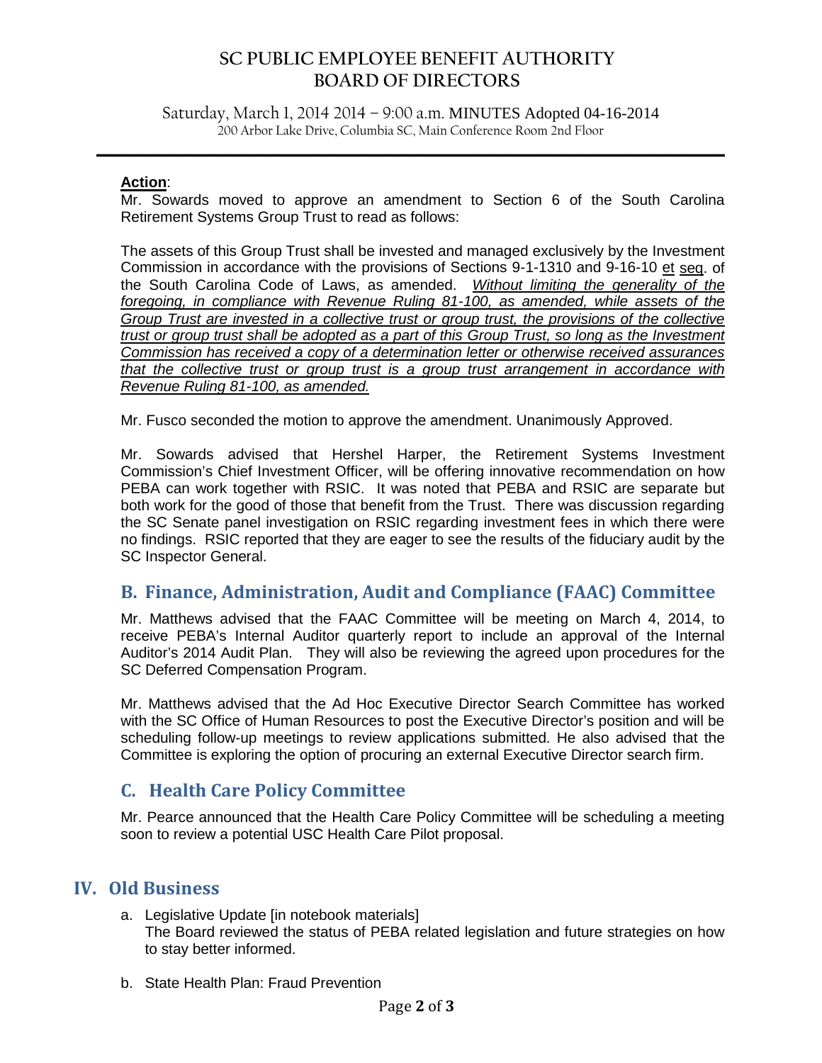**Action**:
Mr. Sowards moved to approve an amendment to Section 6 of the South Carolina Retirement Systems Group Trust to read as follows:

The assets of this Group Trust shall be invested and managed exclusively by the Investment Commission in accordance with the provisions of Sections 9-1-1310 and 9-16-10 et seq. of the South Carolina Code of Laws, as amended. *Without limiting the generality of the foregoing, in compliance with Revenue Ruling 81-100, as amended, while assets of the Group Trust are invested in a collective trust or group trust, the provisions of the collective trust or group trust shall be adopted as a part of this Group Trust, so long as the Investment Commission has received a copy of a determination letter or otherwise received assurances that the collective trust or group trust is a group trust arrangement in accordance with Revenue Ruling 81-100, as amended.*

Mr. Fusco seconded the motion to approve the amendment. Unanimously Approved.

Mr. Sowards advised that Hershel Harper, the Retirement Systems Investment Commission's Chief Investment Officer, will be offering innovative recommendation on how PEBA can work together with RSIC. It was noted that PEBA and RSIC are separate but both work for the good of those that benefit from the Trust. There was discussion regarding the SC Senate panel investigation on RSIC regarding investment fees in which there were no findings. RSIC reported that they are eager to see the results of the fiduciary audit by the SC Inspector General.

## B. Finance, Administration, Audit and Compliance (FAAC) Committee

Mr. Matthews advised that the FAAC Committee will be meeting on March 4, 2014, to receive PEBA's Internal Auditor quarterly report to include an approval of the Internal Auditor's 2014 Audit Plan. They will also be reviewing the agreed upon procedures for the SC Deferred Compensation Program.

Mr. Matthews advised that the Ad Hoc Executive Director Search Committee has worked with the SC Office of Human Resources to post the Executive Director's position and will be scheduling follow-up meetings to review applications submitted. He also advised that the Committee is exploring the option of procuring an external Executive Director search firm.

## C. Health Care Policy Committee

Mr. Pearce announced that the Health Care Policy Committee will be scheduling a meeting soon to review a potential USC Health Care Pilot proposal.

# IV. Old Business

a. Legislative Update [in notebook materials]
   The Board reviewed the status of PEBA related legislation and future strategies on how to stay better informed.

b. State Health Plan: Fraud Prevention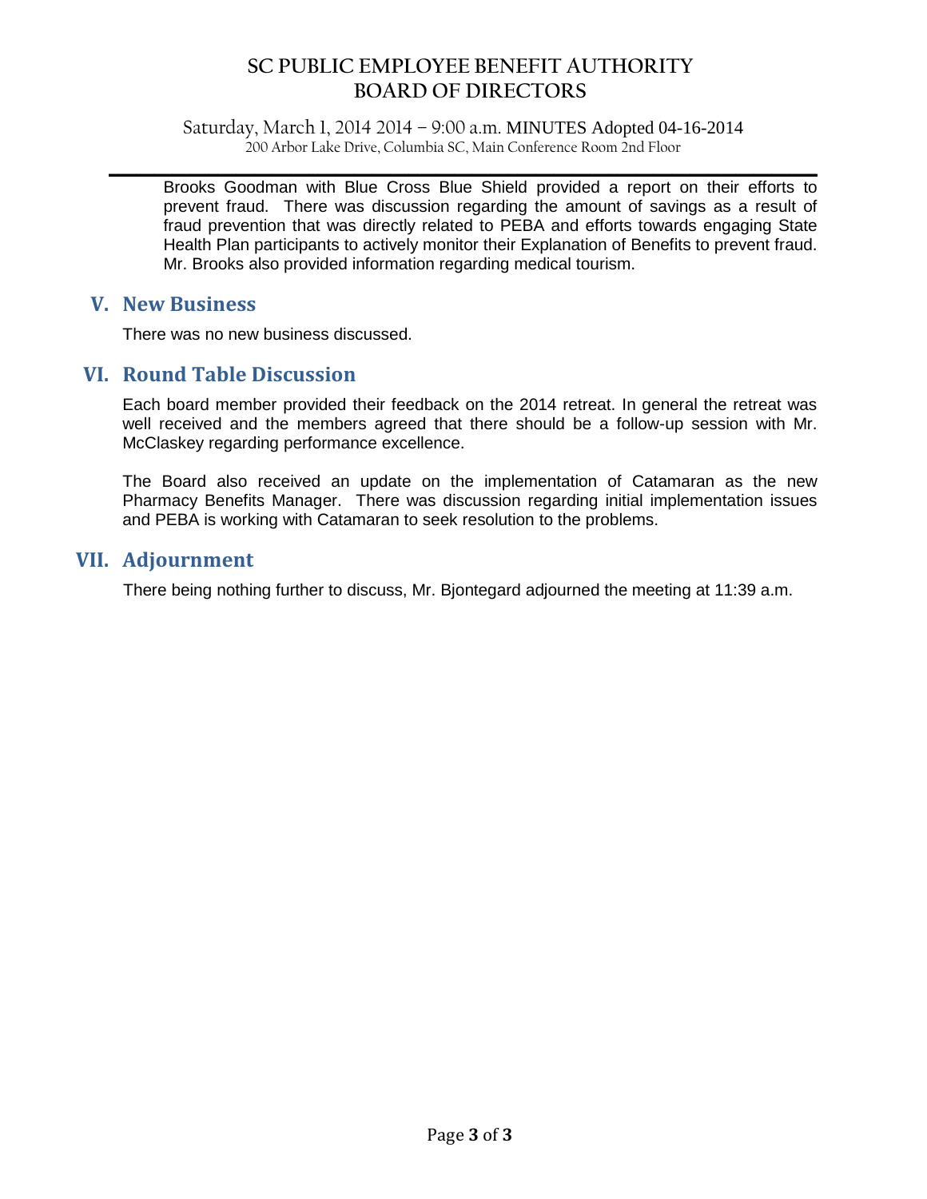Brooks Goodman with Blue Cross Blue Shield provided a report on their efforts to prevent fraud. There was discussion regarding the amount of savings as a result of fraud prevention that was directly related to PEBA and efforts towards engaging State Health Plan participants to actively monitor their Explanation of Benefits to prevent fraud. Mr. Brooks also provided information regarding medical tourism.

## V. New Business

There was no new business discussed.

## VI. Round Table Discussion

Each board member provided their feedback on the 2014 retreat. In general the retreat was well received and the members agreed that there should be a follow-up session with Mr. McClaskey regarding performance excellence.

The Board also received an update on the implementation of Catamaran as the new Pharmacy Benefits Manager. There was discussion regarding initial implementation issues and PEBA is working with Catamaran to seek resolution to the problems.

## VII. Adjournment

There being nothing further to discuss, Mr. Bjontegard adjourned the meeting at 11:39 a.m.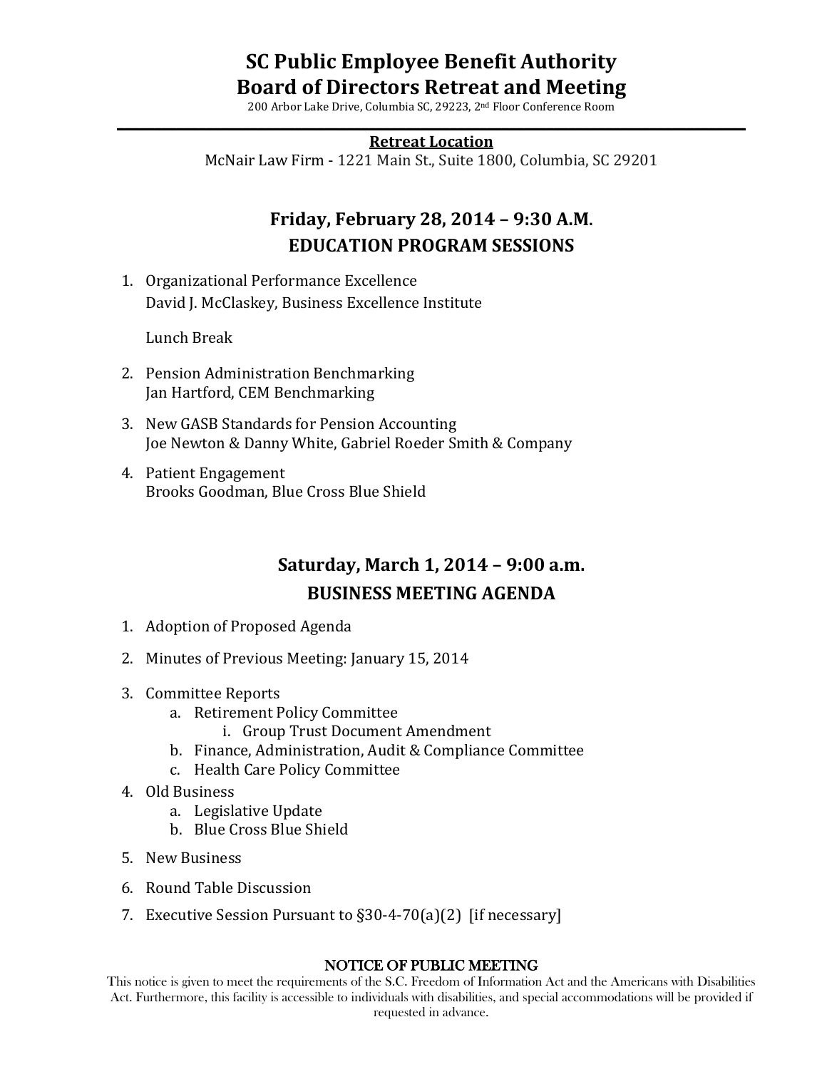# SC Public Employee Benefit Authority
# Board of Directors Retreat and Meeting

200 Arbor Lake Drive, Columbia SC, 29223, 2nd Floor Conference Room

**Retreat Location**

McNair Law Firm - 1221 Main St., Suite 1800, Columbia, SC 29201

## Friday, February 28, 2014 – 9:30 A.M.
## EDUCATION PROGRAM SESSIONS

1. Organizational Performance Excellence
   David J. McClaskey, Business Excellence Institute

   Lunch Break

2. Pension Administration Benchmarking
   Jan Hartford, CEM Benchmarking
3. New GASB Standards for Pension Accounting
   Joe Newton & Danny White, Gabriel Roeder Smith & Company
4. Patient Engagement
   Brooks Goodman, Blue Cross Blue Shield

## Saturday, March 1, 2014 – 9:00 a.m.
## BUSINESS MEETING AGENDA

1. Adoption of Proposed Agenda
2. Minutes of Previous Meeting: January 15, 2014
3. Committee Reports
   a. Retirement Policy Committee
      i. Group Trust Document Amendment
   b. Finance, Administration, Audit & Compliance Committee
   c. Health Care Policy Committee
4. Old Business
   a. Legislative Update
   b. Blue Cross Blue Shield
5. New Business
6. Round Table Discussion
7. Executive Session Pursuant to §30-4-70(a)(2) [if necessary]

NOTICE OF PUBLIC MEETING

This notice is given to meet the requirements of the S.C. Freedom of Information Act and the Americans with Disabilities Act. Furthermore, this facility is accessible to individuals with disabilities, and special accommodations will be provided if requested in advance.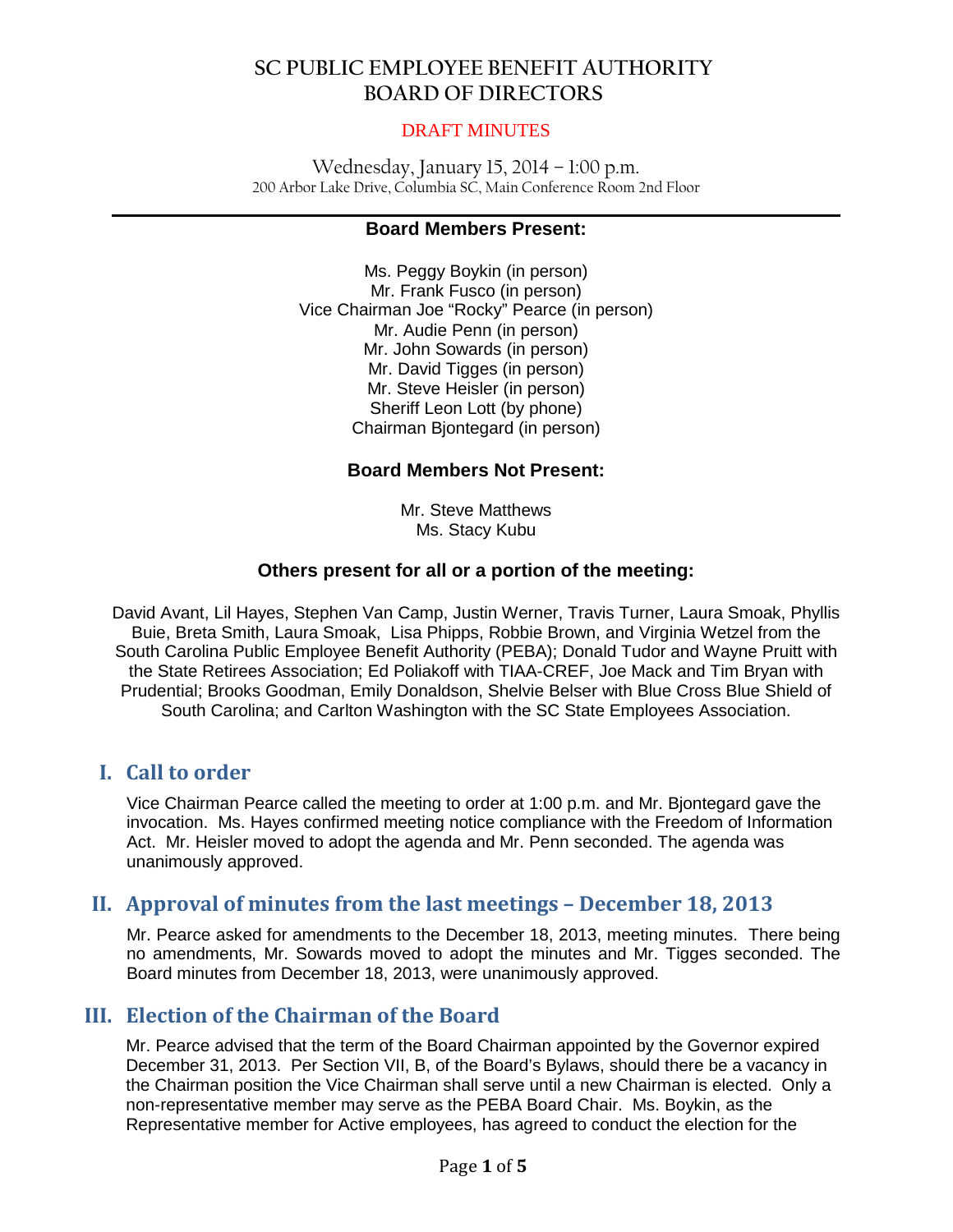# SC PUBLIC EMPLOYEE BENEFIT AUTHORITY
# BOARD OF DIRECTORS

DRAFT MINUTES

Wednesday, January 15, 2014 – 1:00 p.m.
200 Arbor Lake Drive, Columbia SC, Main Conference Room 2nd Floor

---

**Board Members Present:**

Ms. Peggy Boykin (in person)
Mr. Frank Fusco (in person)
Vice Chairman Joe "Rocky" Pearce (in person)
Mr. Audie Penn (in person)
Mr. John Sowards (in person)
Mr. David Tigges (in person)
Mr. Steve Heisler (in person)
Sheriff Leon Lott (by phone)
Chairman Bjontegard (in person)

**Board Members Not Present:**

Mr. Steve Matthews
Ms. Stacy Kubu

**Others present for all or a portion of the meeting:**

David Avant, Lil Hayes, Stephen Van Camp, Justin Werner, Travis Turner, Laura Smoak, Phyllis Buie, Breta Smith, Laura Smoak, Lisa Phipps, Robbie Brown, and Virginia Wetzel from the South Carolina Public Employee Benefit Authority (PEBA); Donald Tudor and Wayne Pruitt with the State Retirees Association; Ed Poliakoff with TIAA-CREF, Joe Mack and Tim Bryan with Prudential; Brooks Goodman, Emily Donaldson, Shelvie Belser with Blue Cross Blue Shield of South Carolina; and Carlton Washington with the SC State Employees Association.

## I. Call to order

Vice Chairman Pearce called the meeting to order at 1:00 p.m. and Mr. Bjontegard gave the invocation. Ms. Hayes confirmed meeting notice compliance with the Freedom of Information Act. Mr. Heisler moved to adopt the agenda and Mr. Penn seconded. The agenda was unanimously approved.

## II. Approval of minutes from the last meetings – December 18, 2013

Mr. Pearce asked for amendments to the December 18, 2013, meeting minutes. There being no amendments, Mr. Sowards moved to adopt the minutes and Mr. Tigges seconded. The Board minutes from December 18, 2013, were unanimously approved.

## III. Election of the Chairman of the Board

Mr. Pearce advised that the term of the Board Chairman appointed by the Governor expired December 31, 2013. Per Section VII, B, of the Board's Bylaws, should there be a vacancy in the Chairman position the Vice Chairman shall serve until a new Chairman is elected. Only a non-representative member may serve as the PEBA Board Chair. Ms. Boykin, as the Representative member for Active employees, has agreed to conduct the election for the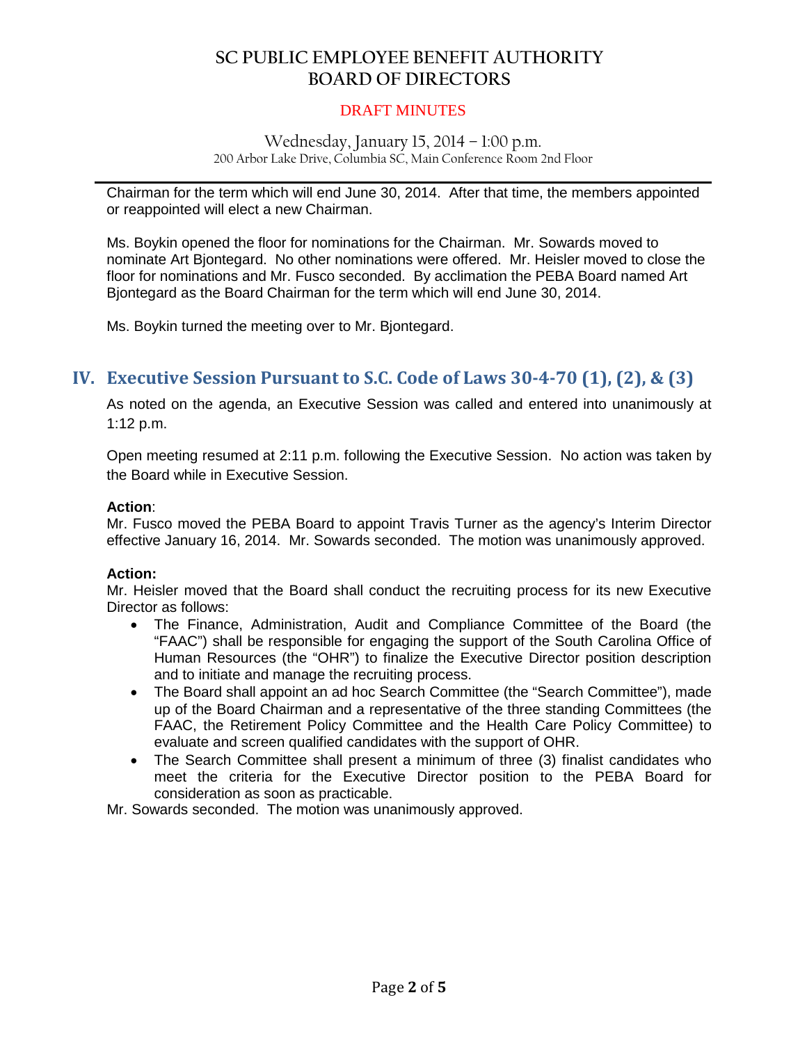Chairman for the term which will end June 30, 2014. After that time, the members appointed or reappointed will elect a new Chairman.

Ms. Boykin opened the floor for nominations for the Chairman. Mr. Sowards moved to nominate Art Bjontegard. No other nominations were offered. Mr. Heisler moved to close the floor for nominations and Mr. Fusco seconded. By acclimation the PEBA Board named Art Bjontegard as the Board Chairman for the term which will end June 30, 2014.

Ms. Boykin turned the meeting over to Mr. Bjontegard.

## IV. Executive Session Pursuant to S.C. Code of Laws 30-4-70 (1), (2), & (3)

As noted on the agenda, an Executive Session was called and entered into unanimously at 1:12 p.m.

Open meeting resumed at 2:11 p.m. following the Executive Session. No action was taken by the Board while in Executive Session.

**Action**:
Mr. Fusco moved the PEBA Board to appoint Travis Turner as the agency's Interim Director effective January 16, 2014. Mr. Sowards seconded. The motion was unanimously approved.

**Action:**
Mr. Heisler moved that the Board shall conduct the recruiting process for its new Executive Director as follows:

- The Finance, Administration, Audit and Compliance Committee of the Board (the "FAAC") shall be responsible for engaging the support of the South Carolina Office of Human Resources (the "OHR") to finalize the Executive Director position description and to initiate and manage the recruiting process.
- The Board shall appoint an ad hoc Search Committee (the "Search Committee"), made up of the Board Chairman and a representative of the three standing Committees (the FAAC, the Retirement Policy Committee and the Health Care Policy Committee) to evaluate and screen qualified candidates with the support of OHR.
- The Search Committee shall present a minimum of three (3) finalist candidates who meet the criteria for the Executive Director position to the PEBA Board for consideration as soon as practicable.

Mr. Sowards seconded. The motion was unanimously approved.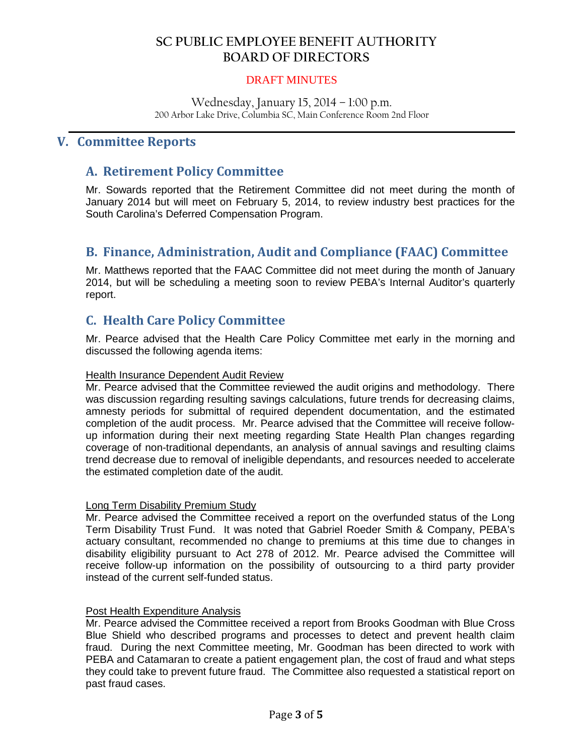# SC PUBLIC EMPLOYEE BENEFIT AUTHORITY
# BOARD OF DIRECTORS

DRAFT MINUTES

Wednesday, January 15, 2014 – 1:00 p.m.
200 Arbor Lake Drive, Columbia SC, Main Conference Room 2nd Floor

## V. Committee Reports

### A. Retirement Policy Committee

Mr. Sowards reported that the Retirement Committee did not meet during the month of January 2014 but will meet on February 5, 2014, to review industry best practices for the South Carolina's Deferred Compensation Program.

### B. Finance, Administration, Audit and Compliance (FAAC) Committee

Mr. Matthews reported that the FAAC Committee did not meet during the month of January 2014, but will be scheduling a meeting soon to review PEBA's Internal Auditor's quarterly report.

### C. Health Care Policy Committee

Mr. Pearce advised that the Health Care Policy Committee met early in the morning and discussed the following agenda items:

<u>Health Insurance Dependent Audit Review</u>
Mr. Pearce advised that the Committee reviewed the audit origins and methodology. There was discussion regarding resulting savings calculations, future trends for decreasing claims, amnesty periods for submittal of required dependent documentation, and the estimated completion of the audit process. Mr. Pearce advised that the Committee will receive follow-up information during their next meeting regarding State Health Plan changes regarding coverage of non-traditional dependants, an analysis of annual savings and resulting claims trend decrease due to removal of ineligible dependants, and resources needed to accelerate the estimated completion date of the audit.

<u>Long Term Disability Premium Study</u>
Mr. Pearce advised the Committee received a report on the overfunded status of the Long Term Disability Trust Fund. It was noted that Gabriel Roeder Smith & Company, PEBA's actuary consultant, recommended no change to premiums at this time due to changes in disability eligibility pursuant to Act 278 of 2012. Mr. Pearce advised the Committee will receive follow-up information on the possibility of outsourcing to a third party provider instead of the current self-funded status.

<u>Post Health Expenditure Analysis</u>
Mr. Pearce advised the Committee received a report from Brooks Goodman with Blue Cross Blue Shield who described programs and processes to detect and prevent health claim fraud. During the next Committee meeting, Mr. Goodman has been directed to work with PEBA and Catamaran to create a patient engagement plan, the cost of fraud and what steps they could take to prevent future fraud. The Committee also requested a statistical report on past fraud cases.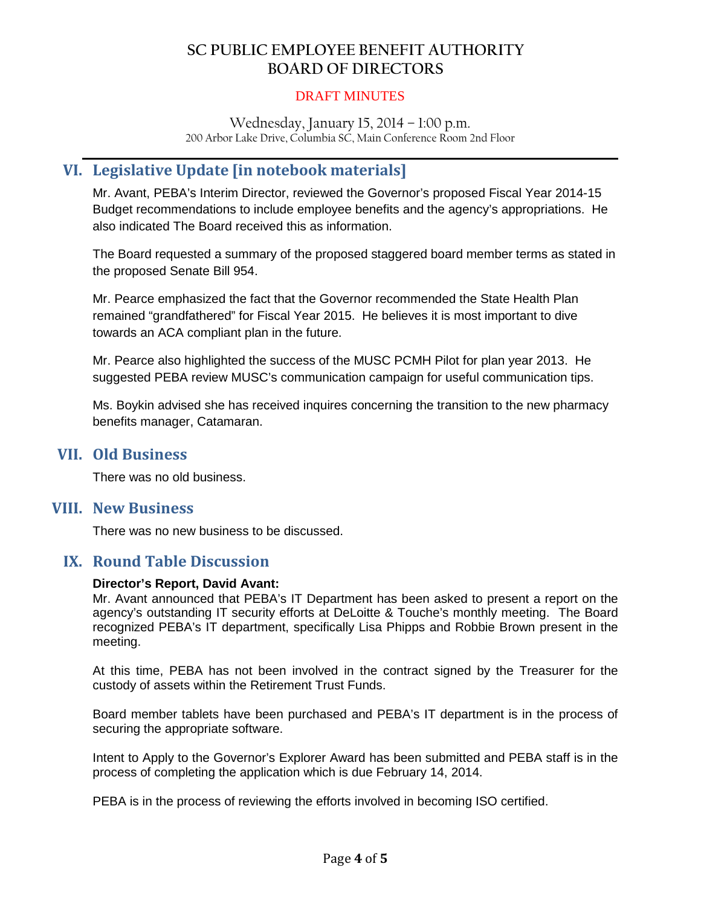# SC PUBLIC EMPLOYEE BENEFIT AUTHORITY
# BOARD OF DIRECTORS

DRAFT MINUTES

Wednesday, January 15, 2014 – 1:00 p.m.
200 Arbor Lake Drive, Columbia SC, Main Conference Room 2nd Floor

## VI. Legislative Update [in notebook materials]

Mr. Avant, PEBA's Interim Director, reviewed the Governor's proposed Fiscal Year 2014-15 Budget recommendations to include employee benefits and the agency's appropriations. He also indicated The Board received this as information.

The Board requested a summary of the proposed staggered board member terms as stated in the proposed Senate Bill 954.

Mr. Pearce emphasized the fact that the Governor recommended the State Health Plan remained "grandfathered" for Fiscal Year 2015. He believes it is most important to dive towards an ACA compliant plan in the future.

Mr. Pearce also highlighted the success of the MUSC PCMH Pilot for plan year 2013. He suggested PEBA review MUSC's communication campaign for useful communication tips.

Ms. Boykin advised she has received inquires concerning the transition to the new pharmacy benefits manager, Catamaran.

## VII. Old Business

There was no old business.

## VIII. New Business

There was no new business to be discussed.

## IX. Round Table Discussion

**Director's Report, David Avant:**
Mr. Avant announced that PEBA's IT Department has been asked to present a report on the agency's outstanding IT security efforts at DeLoitte & Touche's monthly meeting. The Board recognized PEBA's IT department, specifically Lisa Phipps and Robbie Brown present in the meeting.

At this time, PEBA has not been involved in the contract signed by the Treasurer for the custody of assets within the Retirement Trust Funds.

Board member tablets have been purchased and PEBA's IT department is in the process of securing the appropriate software.

Intent to Apply to the Governor's Explorer Award has been submitted and PEBA staff is in the process of completing the application which is due February 14, 2014.

PEBA is in the process of reviewing the efforts involved in becoming ISO certified.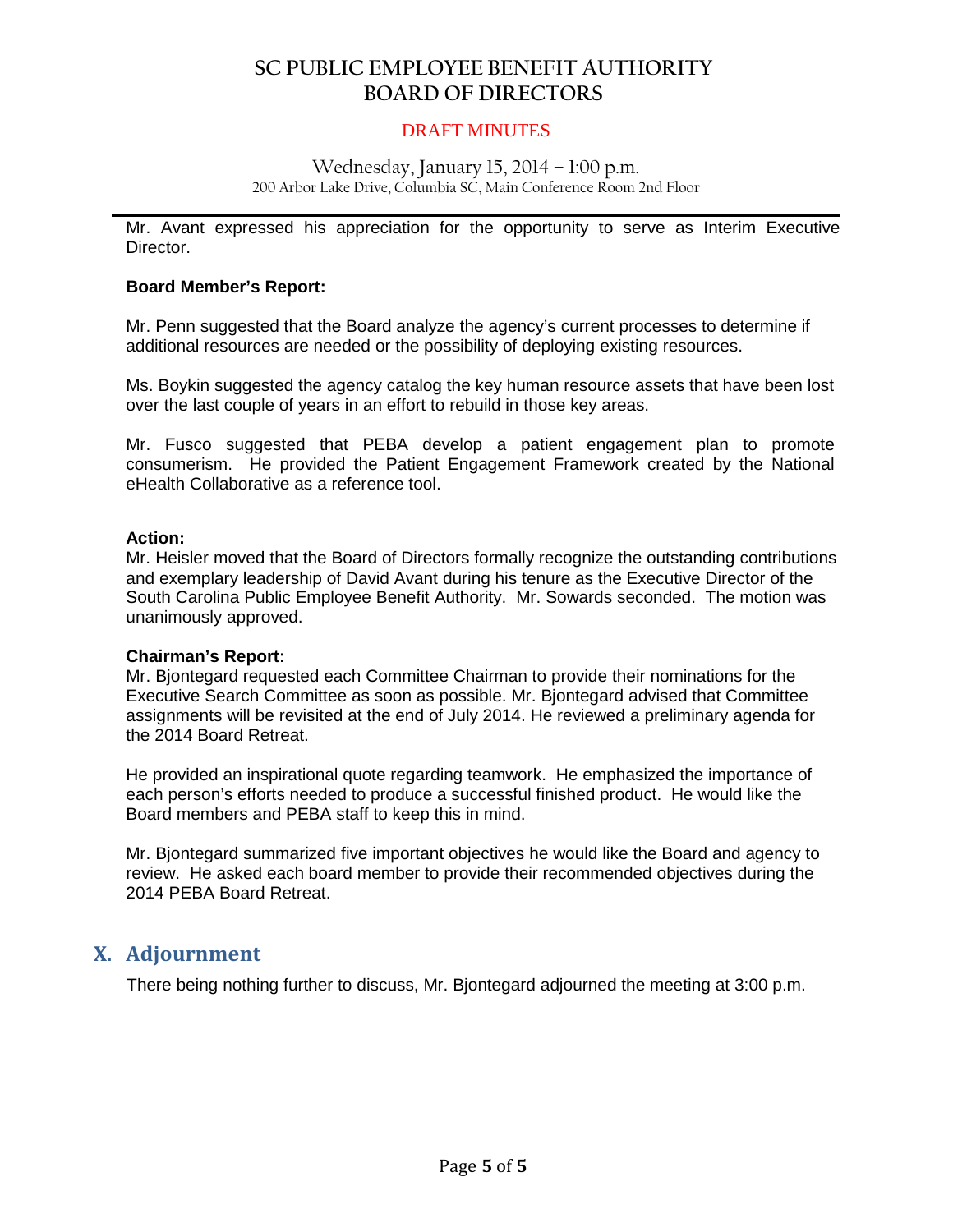Mr. Avant expressed his appreciation for the opportunity to serve as Interim Executive Director.

**Board Member's Report:**

Mr. Penn suggested that the Board analyze the agency's current processes to determine if additional resources are needed or the possibility of deploying existing resources.

Ms. Boykin suggested the agency catalog the key human resource assets that have been lost over the last couple of years in an effort to rebuild in those key areas.

Mr. Fusco suggested that PEBA develop a patient engagement plan to promote consumerism. He provided the Patient Engagement Framework created by the National eHealth Collaborative as a reference tool.

**Action:**
Mr. Heisler moved that the Board of Directors formally recognize the outstanding contributions and exemplary leadership of David Avant during his tenure as the Executive Director of the South Carolina Public Employee Benefit Authority. Mr. Sowards seconded. The motion was unanimously approved.

**Chairman's Report:**
Mr. Bjontegard requested each Committee Chairman to provide their nominations for the Executive Search Committee as soon as possible. Mr. Bjontegard advised that Committee assignments will be revisited at the end of July 2014. He reviewed a preliminary agenda for the 2014 Board Retreat.

He provided an inspirational quote regarding teamwork. He emphasized the importance of each person's efforts needed to produce a successful finished product. He would like the Board members and PEBA staff to keep this in mind.

Mr. Bjontegard summarized five important objectives he would like the Board and agency to review. He asked each board member to provide their recommended objectives during the 2014 PEBA Board Retreat.

## X. Adjournment

There being nothing further to discuss, Mr. Bjontegard adjourned the meeting at 3:00 p.m.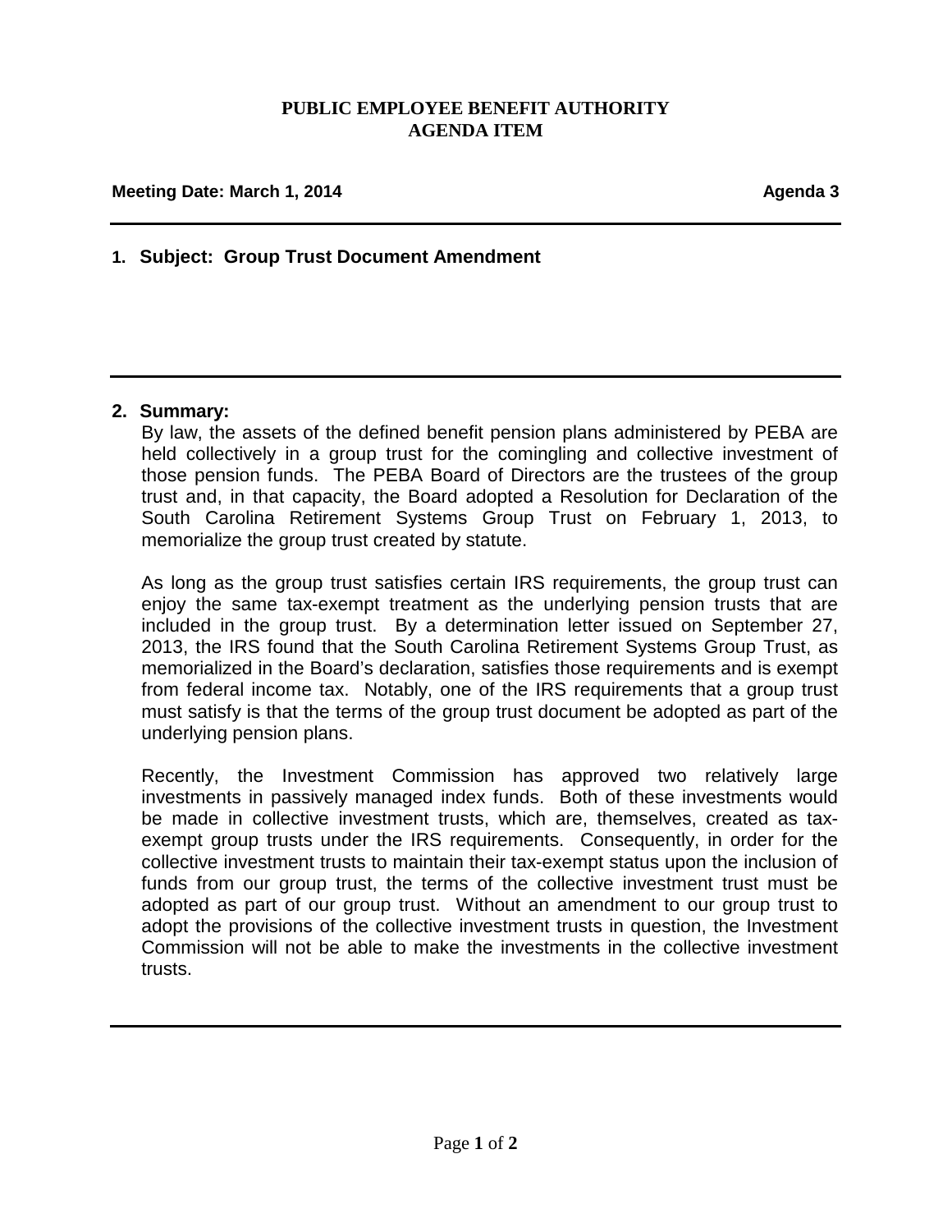**PUBLIC EMPLOYEE BENEFIT AUTHORITY**
**AGENDA ITEM**

**Meeting Date: March 1, 2014** **Agenda 3**

---

**1. Subject: Group Trust Document Amendment**

---

**2. Summary:**

By law, the assets of the defined benefit pension plans administered by PEBA are held collectively in a group trust for the comingling and collective investment of those pension funds. The PEBA Board of Directors are the trustees of the group trust and, in that capacity, the Board adopted a Resolution for Declaration of the South Carolina Retirement Systems Group Trust on February 1, 2013, to memorialize the group trust created by statute.

As long as the group trust satisfies certain IRS requirements, the group trust can enjoy the same tax-exempt treatment as the underlying pension trusts that are included in the group trust. By a determination letter issued on September 27, 2013, the IRS found that the South Carolina Retirement Systems Group Trust, as memorialized in the Board's declaration, satisfies those requirements and is exempt from federal income tax. Notably, one of the IRS requirements that a group trust must satisfy is that the terms of the group trust document be adopted as part of the underlying pension plans.

Recently, the Investment Commission has approved two relatively large investments in passively managed index funds. Both of these investments would be made in collective investment trusts, which are, themselves, created as tax-exempt group trusts under the IRS requirements. Consequently, in order for the collective investment trusts to maintain their tax-exempt status upon the inclusion of funds from our group trust, the terms of the collective investment trust must be adopted as part of our group trust. Without an amendment to our group trust to adopt the provisions of the collective investment trusts in question, the Investment Commission will not be able to make the investments in the collective investment trusts.

---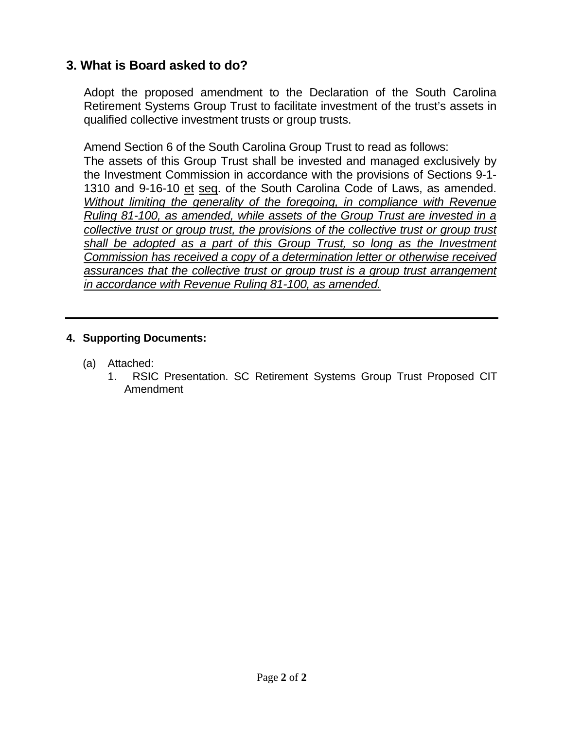## 3. What is Board asked to do?

Adopt the proposed amendment to the Declaration of the South Carolina Retirement Systems Group Trust to facilitate investment of the trust's assets in qualified collective investment trusts or group trusts.

Amend Section 6 of the South Carolina Group Trust to read as follows:
The assets of this Group Trust shall be invested and managed exclusively by the Investment Commission in accordance with the provisions of Sections 9-1-1310 and 9-16-10 <u>et</u> <u>seq</u>. of the South Carolina Code of Laws, as amended. <u>*Without limiting the generality of the foregoing, in compliance with Revenue Ruling 81-100, as amended, while assets of the Group Trust are invested in a collective trust or group trust, the provisions of the collective trust or group trust shall be adopted as a part of this Group Trust, so long as the Investment Commission has received a copy of a determination letter or otherwise received assurances that the collective trust or group trust is a group trust arrangement in accordance with Revenue Ruling 81-100, as amended.*</u>

---

### 4. Supporting Documents:

(a) Attached:
1. RSIC Presentation. SC Retirement Systems Group Trust Proposed CIT Amendment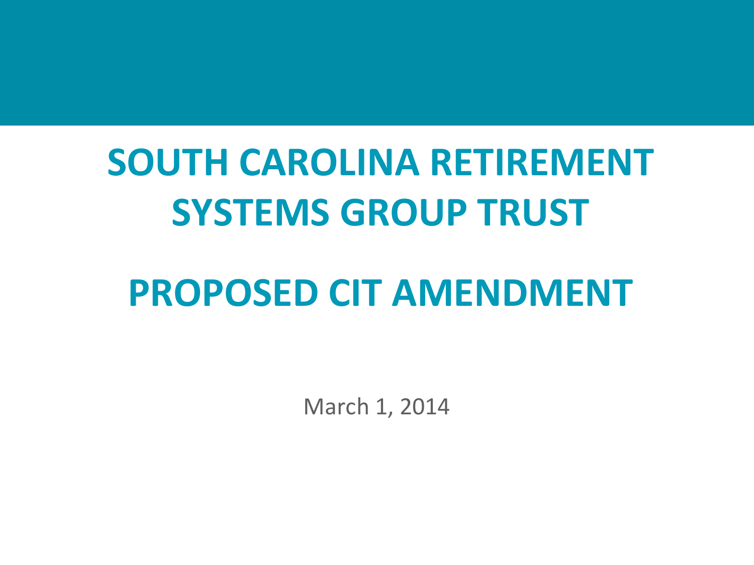# SOUTH CAROLINA RETIREMENT SYSTEMS GROUP TRUST

# PROPOSED CIT AMENDMENT

March 1, 2014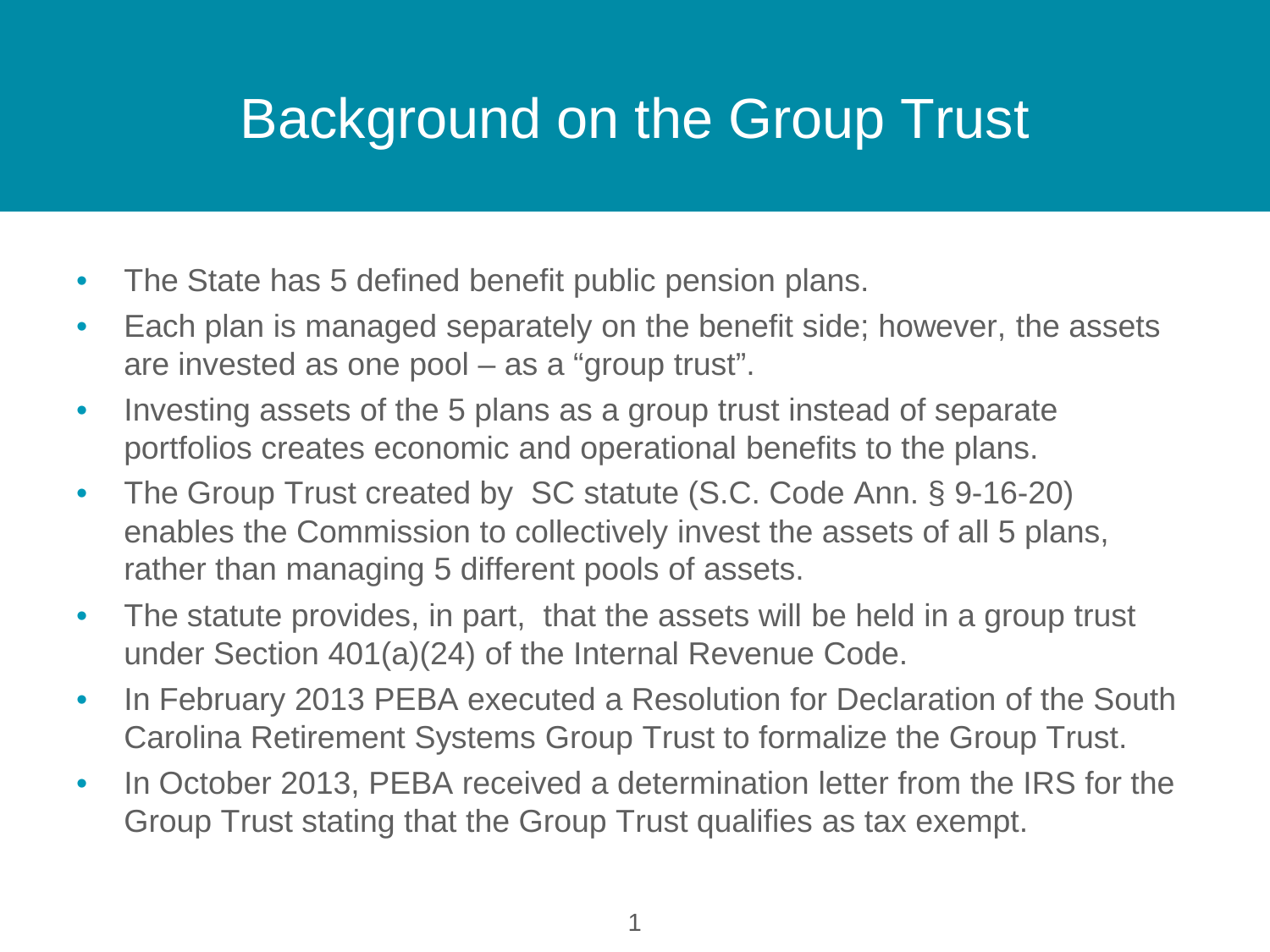# Background on the Group Trust

- The State has 5 defined benefit public pension plans.
- Each plan is managed separately on the benefit side; however, the assets are invested as one pool – as a "group trust".
- Investing assets of the 5 plans as a group trust instead of separate portfolios creates economic and operational benefits to the plans.
- The Group Trust created by SC statute (S.C. Code Ann. § 9-16-20) enables the Commission to collectively invest the assets of all 5 plans, rather than managing 5 different pools of assets.
- The statute provides, in part, that the assets will be held in a group trust under Section 401(a)(24) of the Internal Revenue Code.
- In February 2013 PEBA executed a Resolution for Declaration of the South Carolina Retirement Systems Group Trust to formalize the Group Trust.
- In October 2013, PEBA received a determination letter from the IRS for the Group Trust stating that the Group Trust qualifies as tax exempt.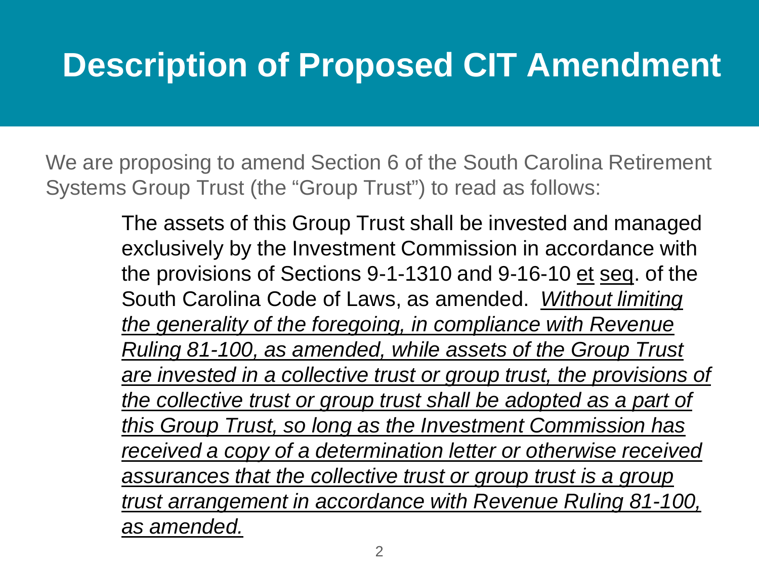# Description of Proposed CIT Amendment

We are proposing to amend Section 6 of the South Carolina Retirement Systems Group Trust (the "Group Trust") to read as follows:

> The assets of this Group Trust shall be invested and managed exclusively by the Investment Commission in accordance with the provisions of Sections 9-1-1310 and 9-16-10 <u>et</u> <u>seq</u>. of the South Carolina Code of Laws, as amended. <u>*Without limiting the generality of the foregoing, in compliance with Revenue Ruling 81-100, as amended, while assets of the Group Trust are invested in a collective trust or group trust, the provisions of the collective trust or group trust shall be adopted as a part of this Group Trust, so long as the Investment Commission has received a copy of a determination letter or otherwise received assurances that the collective trust or group trust is a group trust arrangement in accordance with Revenue Ruling 81-100, as amended.*</u>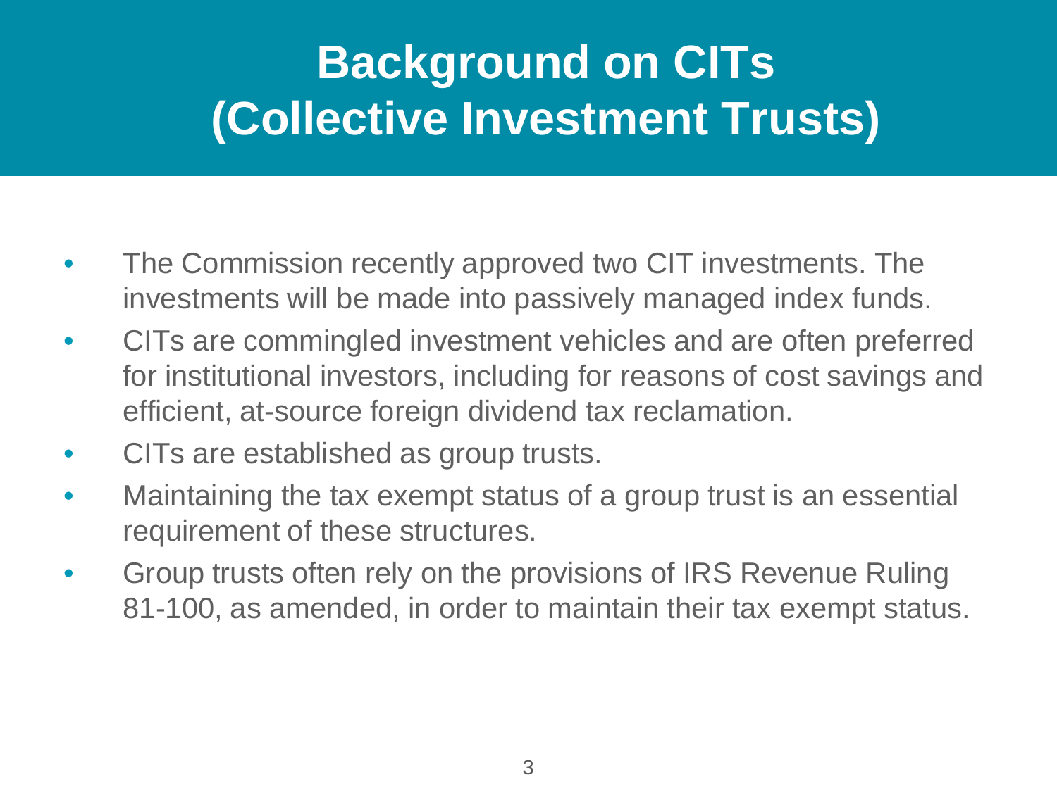# Background on CITs (Collective Investment Trusts)

- The Commission recently approved two CIT investments. The investments will be made into passively managed index funds.
- CITs are commingled investment vehicles and are often preferred for institutional investors, including for reasons of cost savings and efficient, at-source foreign dividend tax reclamation.
- CITs are established as group trusts.
- Maintaining the tax exempt status of a group trust is an essential requirement of these structures.
- Group trusts often rely on the provisions of IRS Revenue Ruling 81-100, as amended, in order to maintain their tax exempt status.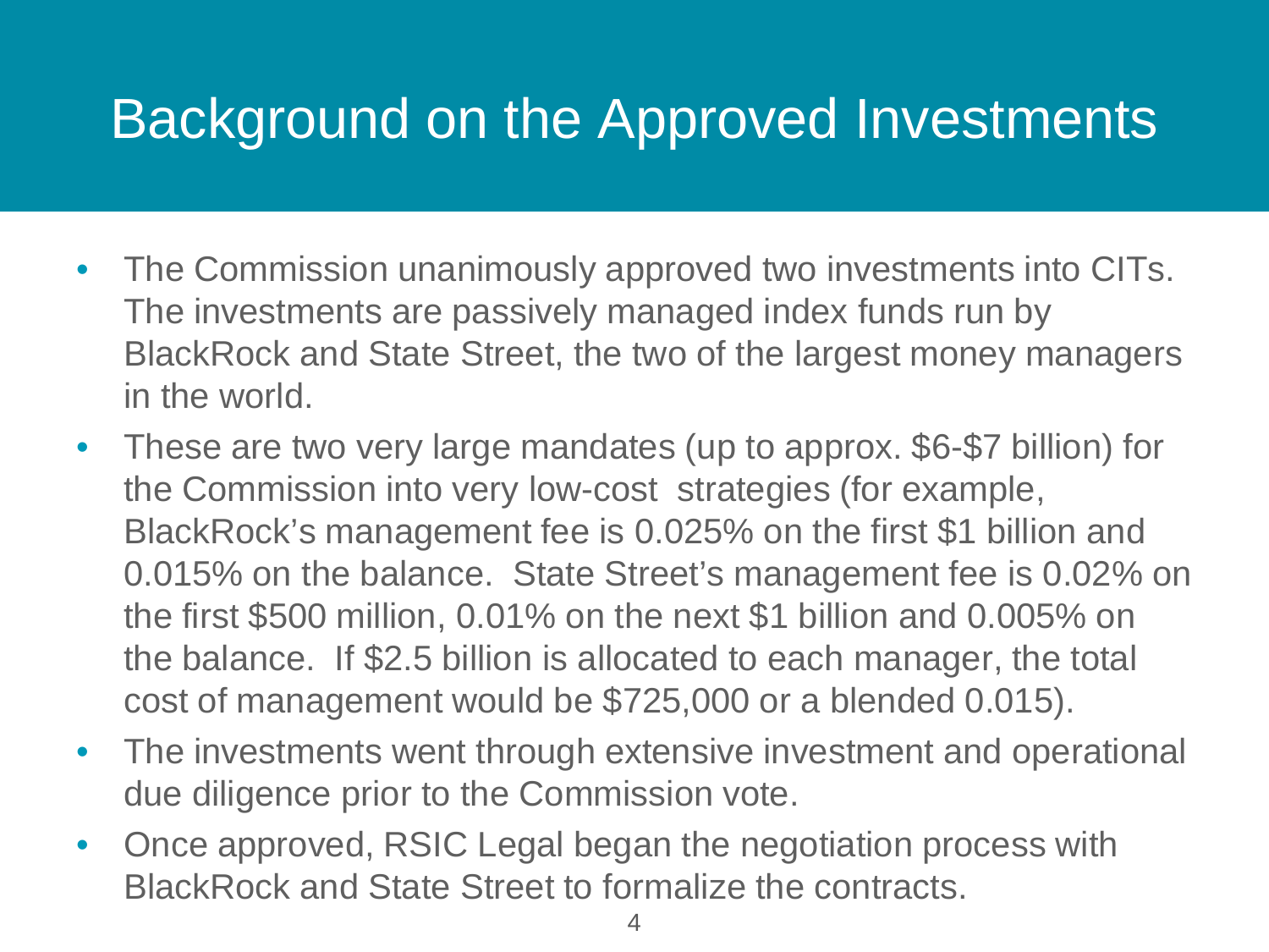# Background on the Approved Investments

- The Commission unanimously approved two investments into CITs. The investments are passively managed index funds run by BlackRock and State Street, the two of the largest money managers in the world.
- These are two very large mandates (up to approx. $6-$7 billion) for the Commission into very low-cost strategies (for example, BlackRock's management fee is 0.025% on the first $1 billion and 0.015% on the balance. State Street's management fee is 0.02% on the first $500 million, 0.01% on the next $1 billion and 0.005% on the balance. If $2.5 billion is allocated to each manager, the total cost of management would be $725,000 or a blended 0.015).
- The investments went through extensive investment and operational due diligence prior to the Commission vote.
- Once approved, RSIC Legal began the negotiation process with BlackRock and State Street to formalize the contracts.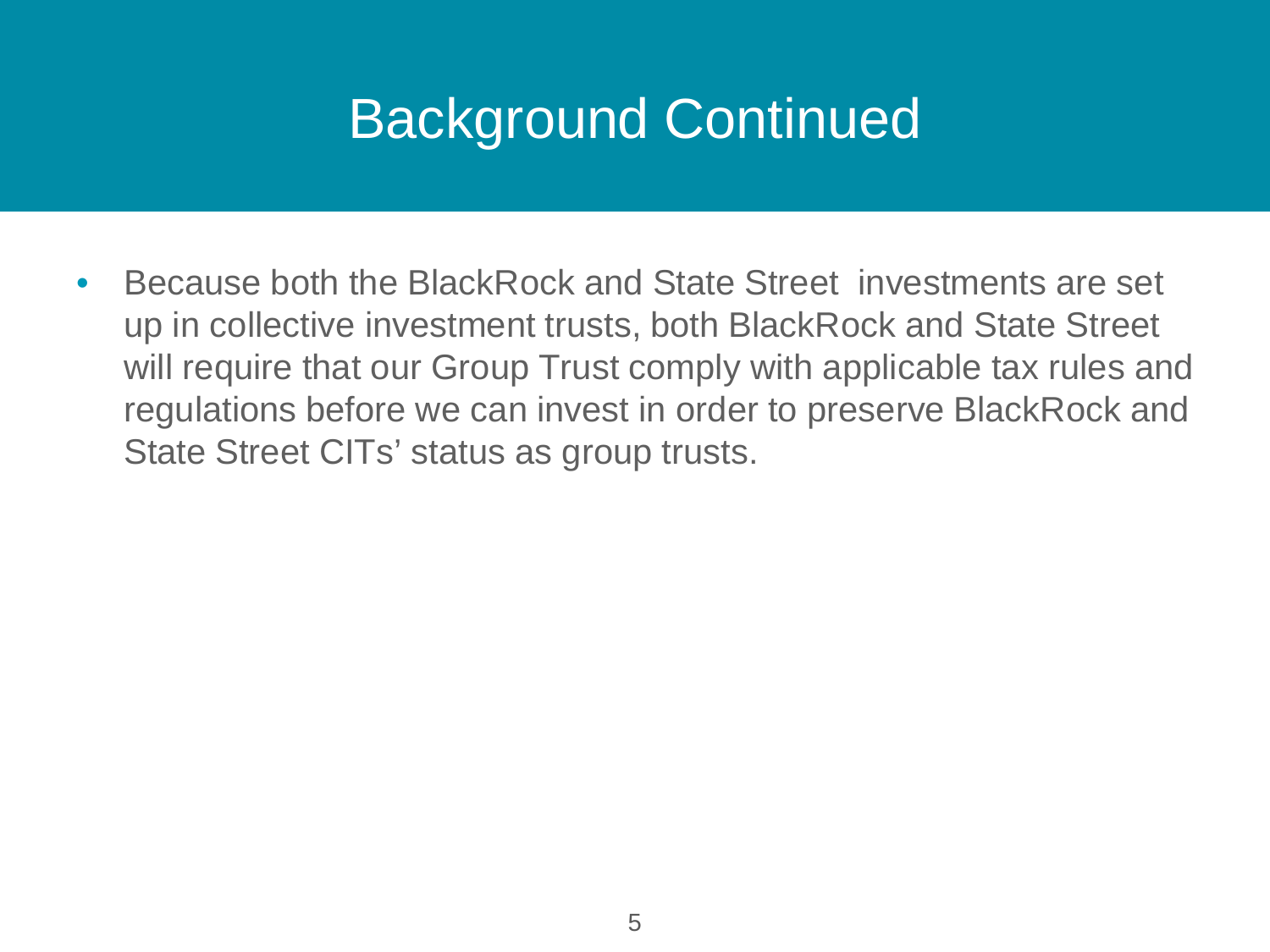# Background Continued

- Because both the BlackRock and State Street investments are set up in collective investment trusts, both BlackRock and State Street will require that our Group Trust comply with applicable tax rules and regulations before we can invest in order to preserve BlackRock and State Street CITs' status as group trusts.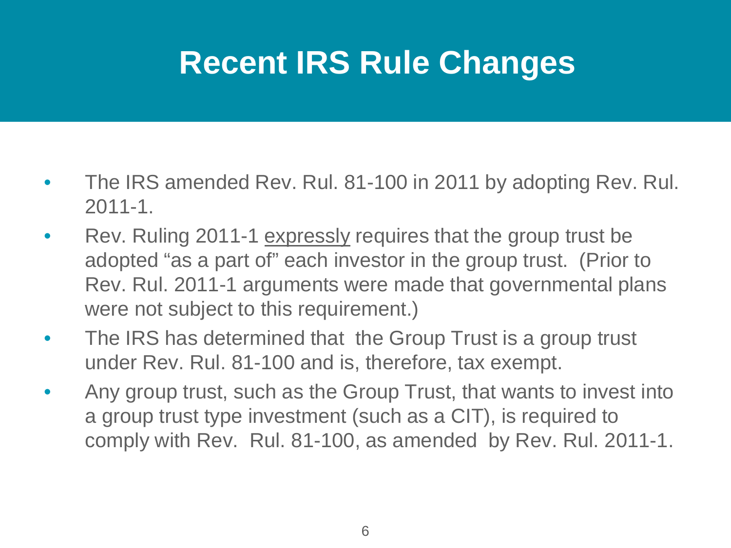# Recent IRS Rule Changes

- The IRS amended Rev. Rul. 81-100 in 2011 by adopting Rev. Rul. 2011-1.
- Rev. Ruling 2011-1 <u>expressly</u> requires that the group trust be adopted "as a part of" each investor in the group trust. (Prior to Rev. Rul. 2011-1 arguments were made that governmental plans were not subject to this requirement.)
- The IRS has determined that the Group Trust is a group trust under Rev. Rul. 81-100 and is, therefore, tax exempt.
- Any group trust, such as the Group Trust, that wants to invest into a group trust type investment (such as a CIT), is required to comply with Rev. Rul. 81-100, as amended by Rev. Rul. 2011-1.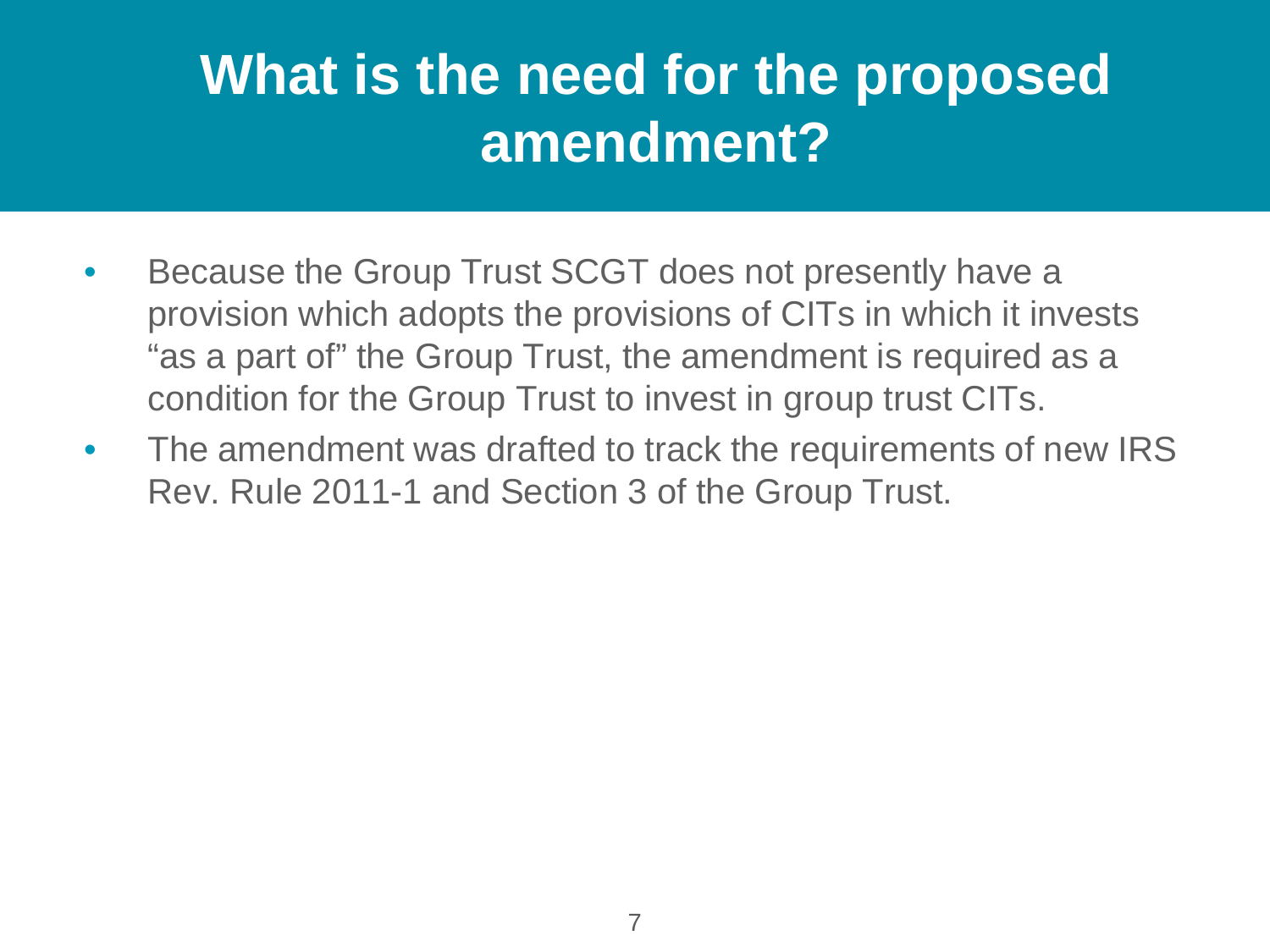# What is the need for the proposed amendment?

- Because the Group Trust SCGT does not presently have a provision which adopts the provisions of CITs in which it invests "as a part of" the Group Trust, the amendment is required as a condition for the Group Trust to invest in group trust CITs.
- The amendment was drafted to track the requirements of new IRS Rev. Rule 2011-1 and Section 3 of the Group Trust.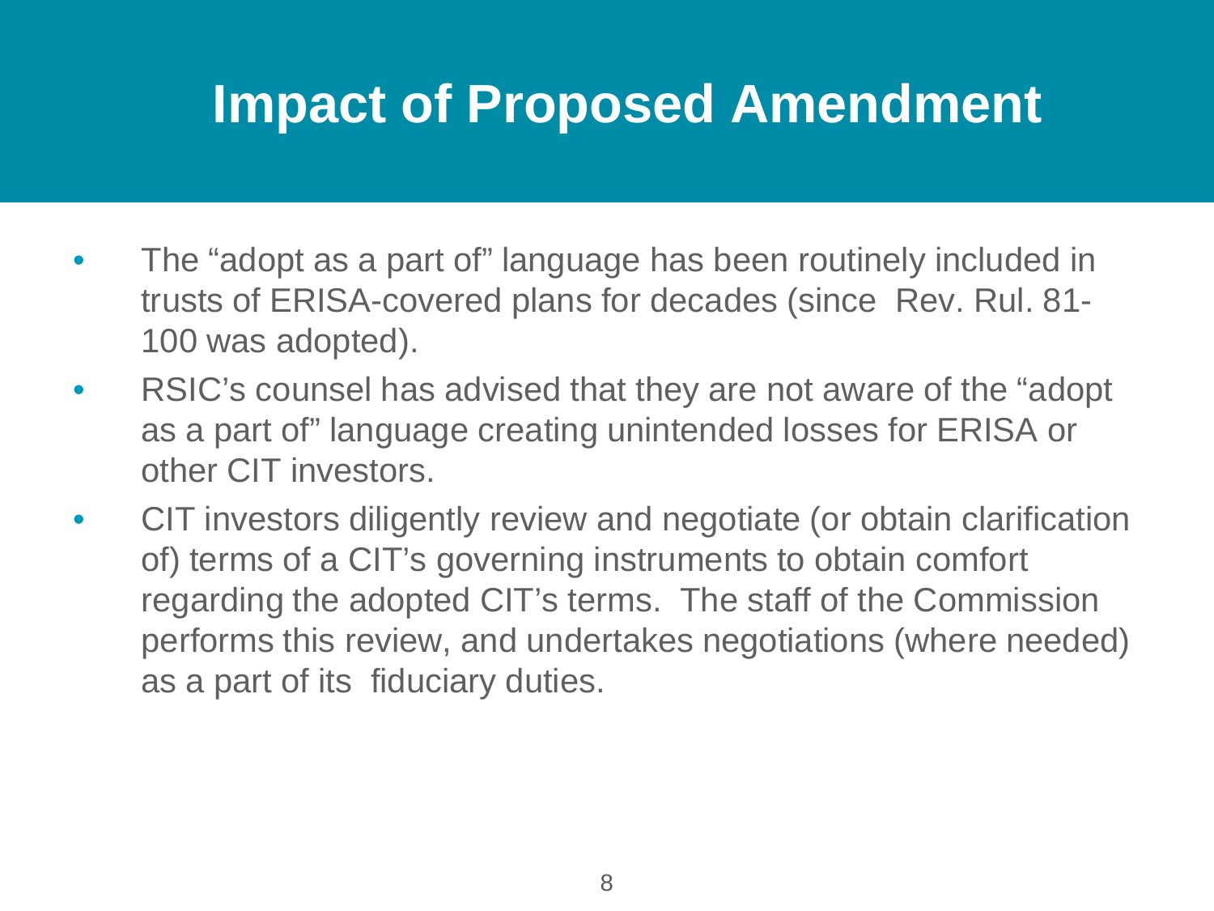# Impact of Proposed Amendment

- The "adopt as a part of" language has been routinely included in trusts of ERISA-covered plans for decades (since Rev. Rul. 81-100 was adopted).
- RSIC's counsel has advised that they are not aware of the "adopt as a part of" language creating unintended losses for ERISA or other CIT investors.
- CIT investors diligently review and negotiate (or obtain clarification of) terms of a CIT's governing instruments to obtain comfort regarding the adopted CIT's terms. The staff of the Commission performs this review, and undertakes negotiations (where needed) as a part of its fiduciary duties.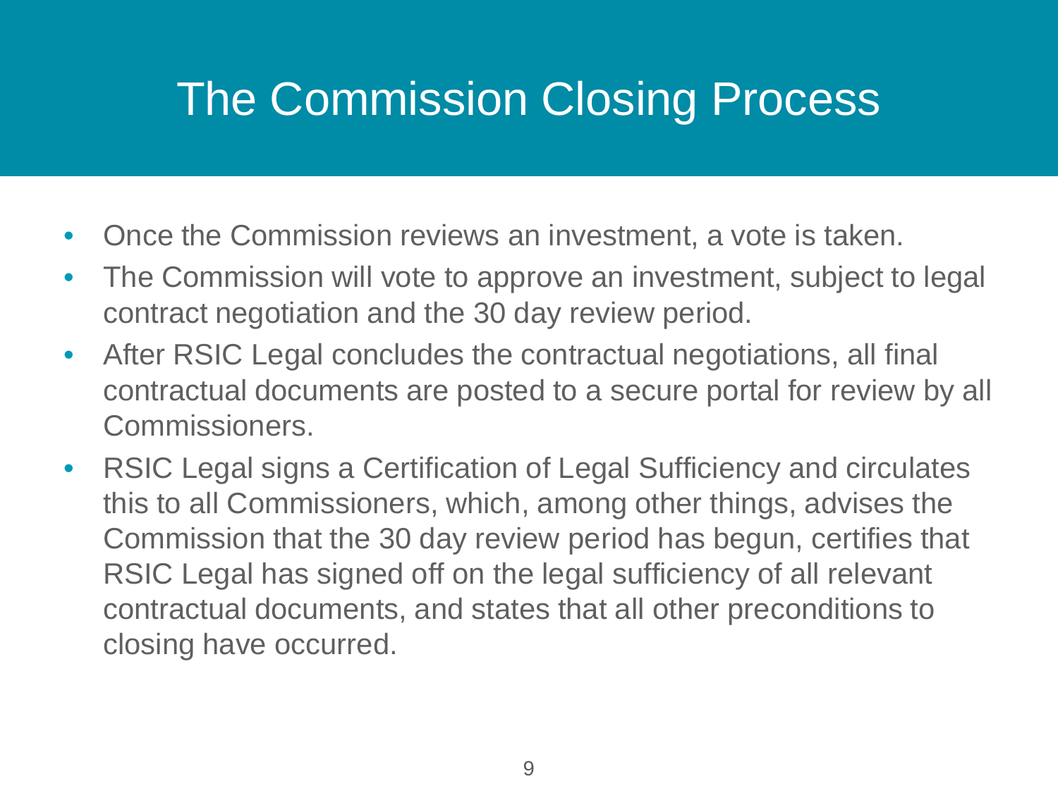# The Commission Closing Process

- Once the Commission reviews an investment, a vote is taken.
- The Commission will vote to approve an investment, subject to legal contract negotiation and the 30 day review period.
- After RSIC Legal concludes the contractual negotiations, all final contractual documents are posted to a secure portal for review by all Commissioners.
- RSIC Legal signs a Certification of Legal Sufficiency and circulates this to all Commissioners, which, among other things, advises the Commission that the 30 day review period has begun, certifies that RSIC Legal has signed off on the legal sufficiency of all relevant contractual documents, and states that all other preconditions to closing have occurred.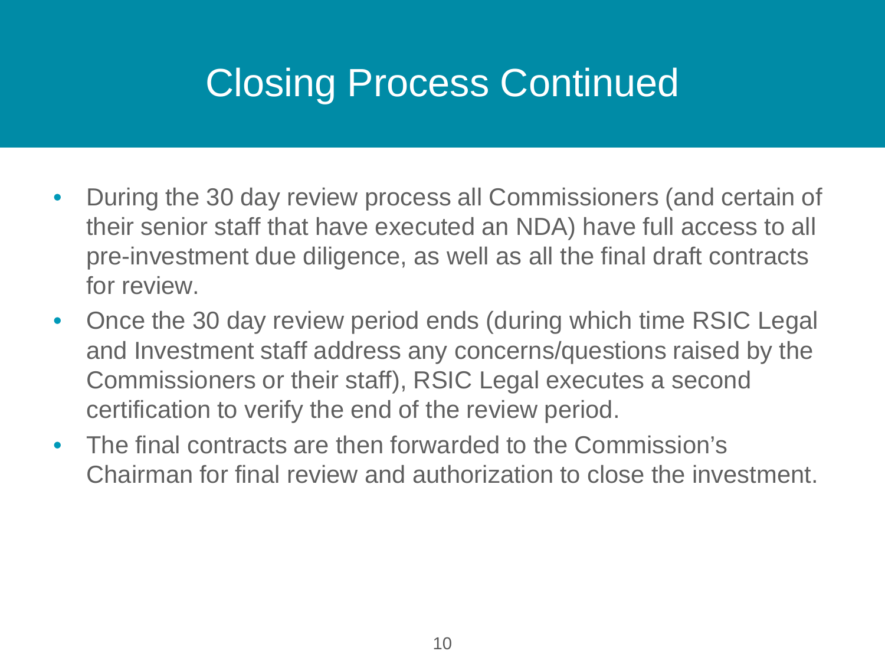# Closing Process Continued

- During the 30 day review process all Commissioners (and certain of their senior staff that have executed an NDA) have full access to all pre-investment due diligence, as well as all the final draft contracts for review.
- Once the 30 day review period ends (during which time RSIC Legal and Investment staff address any concerns/questions raised by the Commissioners or their staff), RSIC Legal executes a second certification to verify the end of the review period.
- The final contracts are then forwarded to the Commission's Chairman for final review and authorization to close the investment.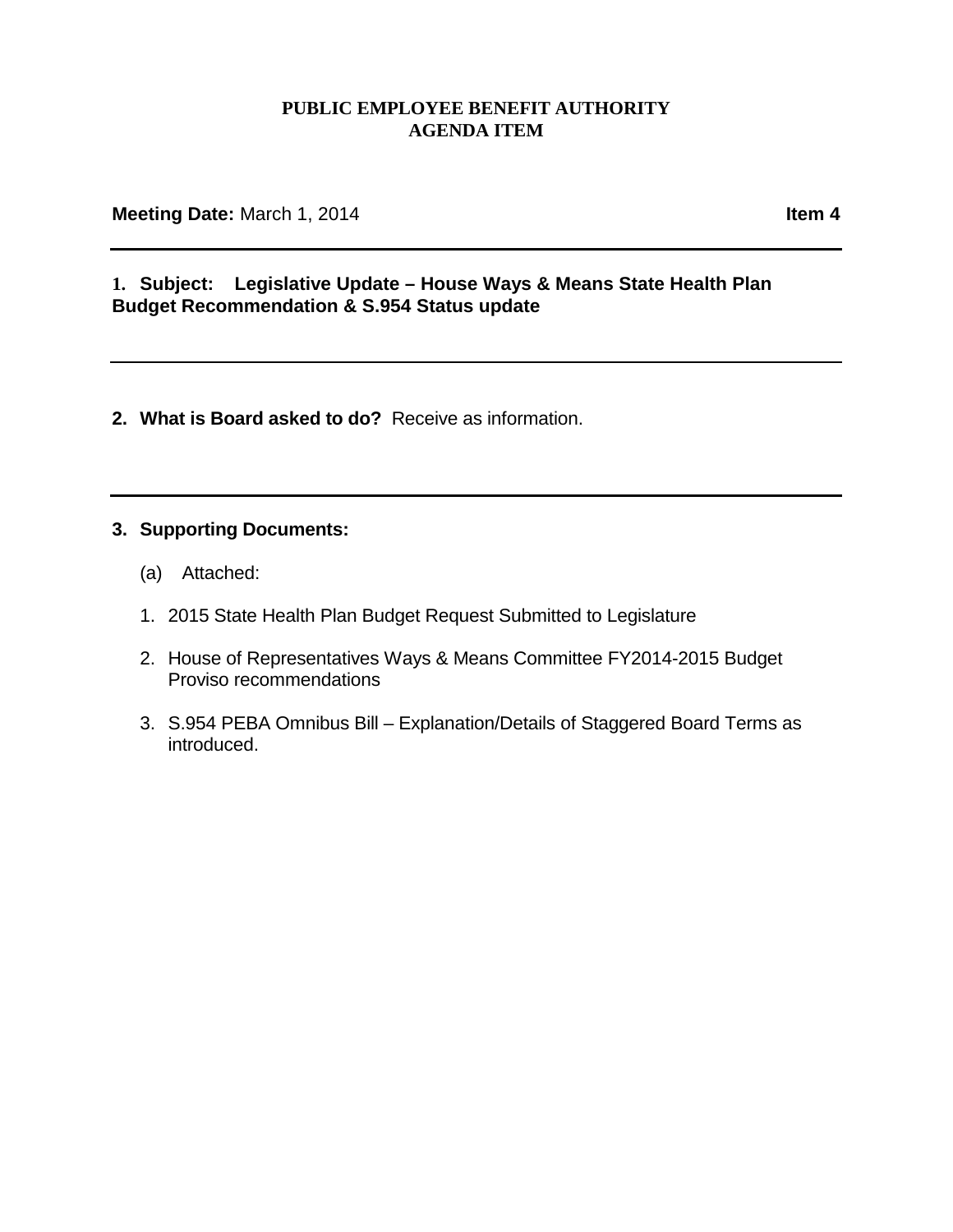**PUBLIC EMPLOYEE BENEFIT AUTHORITY**
**AGENDA ITEM**

**Meeting Date:** March 1, 2014 **Item 4**

---

**1. Subject: Legislative Update – House Ways & Means State Health Plan Budget Recommendation & S.954 Status update**

---

**2. What is Board asked to do?** Receive as information.

---

**3. Supporting Documents:**

(a) Attached:

1. 2015 State Health Plan Budget Request Submitted to Legislature
2. House of Representatives Ways & Means Committee FY2014-2015 Budget Proviso recommendations
3. S.954 PEBA Omnibus Bill – Explanation/Details of Staggered Board Terms as introduced.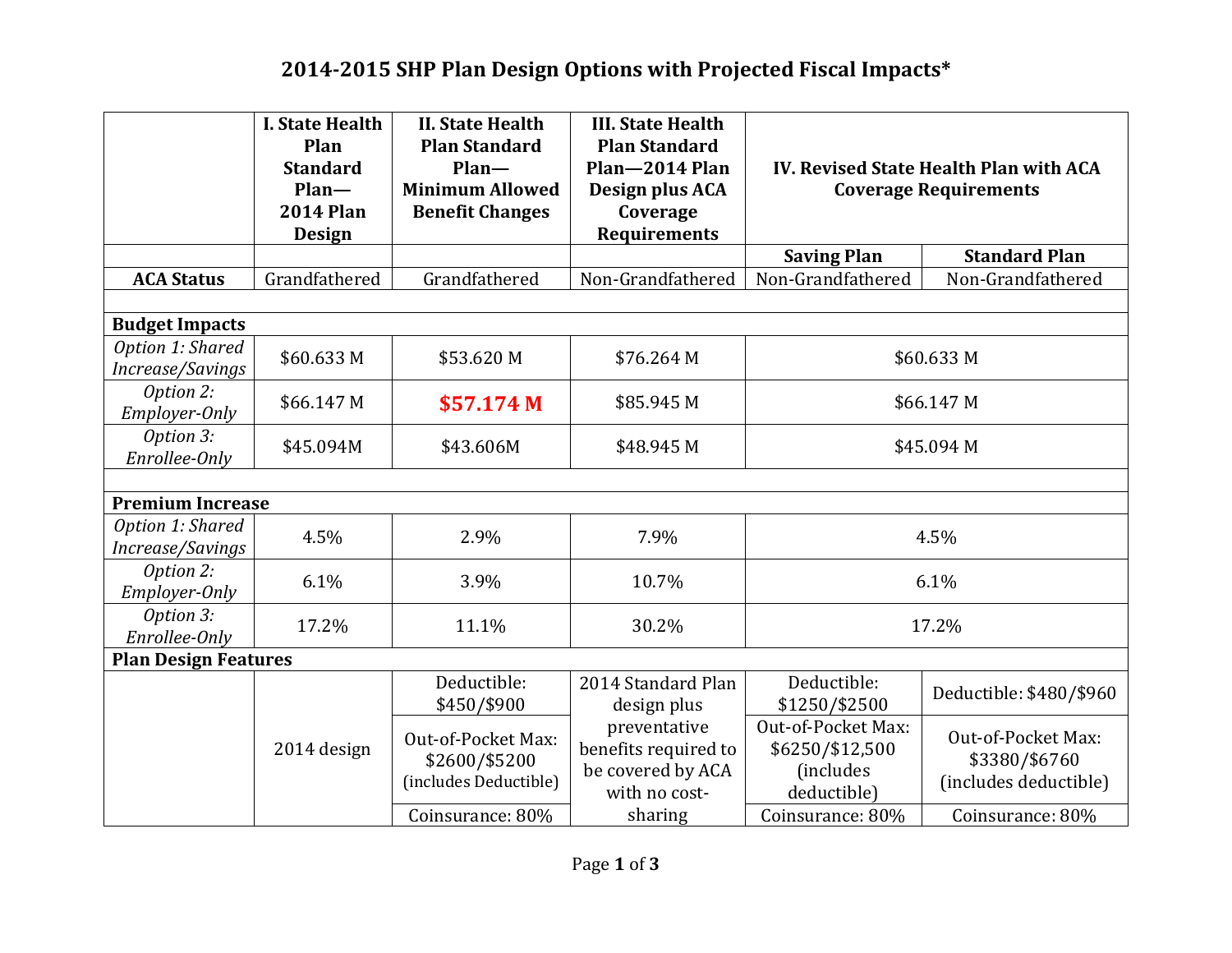# 2014-2015 SHP Plan Design Options with Projected Fiscal Impacts*

| | I. State Health Plan Standard Plan—2014 Plan Design | II. State Health Plan Standard Plan—Minimum Allowed Benefit Changes | III. State Health Plan Standard Plan—2014 Plan Design plus ACA Coverage Requirements | IV. Revised State Health Plan with ACA Coverage Requirements | |
|---|---|---|---|---|---|
| | | | | Saving Plan | Standard Plan |
| **ACA Status** | Grandfathered | Grandfathered | Non-Grandfathered | Non-Grandfathered | Non-Grandfathered |
| **Budget Impacts** | | | | | |
| *Option 1: Shared Increase/Savings* | $60.633 M | $53.620 M | $76.264 M | $60.633 M | |
| *Option 2: Employer-Only* | $66.147 M | **$57.174 M** | $85.945 M | $66.147 M | |
| *Option 3: Enrollee-Only* | $45.094M | $43.606M | $48.945 M | $45.094 M | |
| **Premium Increase** | | | | | |
| *Option 1: Shared Increase/Savings* | 4.5% | 2.9% | 7.9% | 4.5% | |
| *Option 2: Employer-Only* | 6.1% | 3.9% | 10.7% | 6.1% | |
| *Option 3: Enrollee-Only* | 17.2% | 11.1% | 30.2% | 17.2% | |
| **Plan Design Features** | | | | | |
| | 2014 design | Deductible: $450/$900 | 2014 Standard Plan design plus preventative benefits required to be covered by ACA with no cost-sharing | Deductible: $1250/$2500 | Deductible: $480/$960 |
| | | Out-of-Pocket Max: $2600/$5200 (includes Deductible) | | Out-of-Pocket Max: $6250/$12,500 (includes deductible) | Out-of-Pocket Max: $3380/$6760 (includes deductible) |
| | | Coinsurance: 80% | | Coinsurance: 80% | Coinsurance: 80% |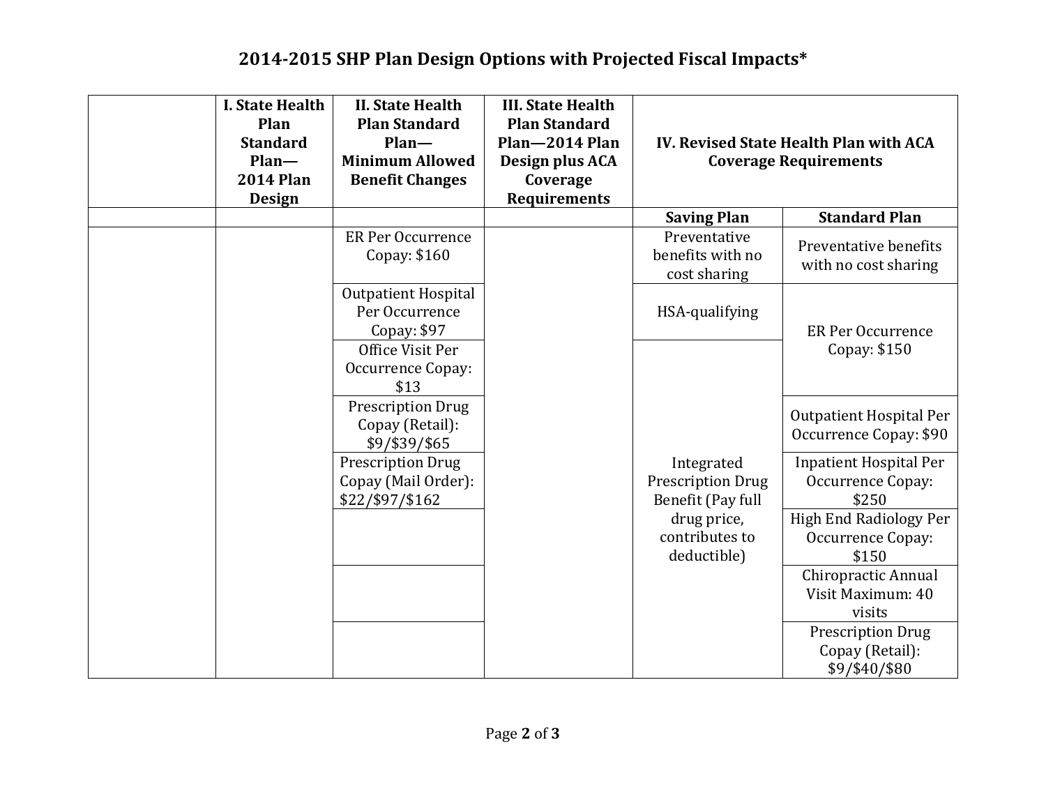# 2014-2015 SHP Plan Design Options with Projected Fiscal Impacts*

| | I. State Health Plan Standard Plan—2014 Plan Design | II. State Health Plan Standard Plan—Minimum Allowed Benefit Changes | III. State Health Plan Standard Plan—2014 Plan Design plus ACA Coverage Requirements | IV. Revised State Health Plan with ACA Coverage Requirements | |
|---|---|---|---|---|---|
| | | | | Saving Plan | Standard Plan |
| | | ER Per Occurrence Copay: $160 | | Preventative benefits with no cost sharing | Preventative benefits with no cost sharing |
| | | Outpatient Hospital Per Occurrence Copay: $97 | | HSA-qualifying | ER Per Occurrence Copay: $150 |
| | | Office Visit Per Occurrence Copay: $13 | | Integrated Prescription Drug Benefit (Pay full drug price, contributes to deductible) | |
| | | Prescription Drug Copay (Retail): $9/$39/$65 | | | Outpatient Hospital Per Occurrence Copay: $90 |
| | | Prescription Drug Copay (Mail Order): $22/$97/$162 | | | Inpatient Hospital Per Occurrence Copay: $250 |
| | | | | | High End Radiology Per Occurrence Copay: $150 |
| | | | | | Chiropractic Annual Visit Maximum: 40 visits |
| | | | | | Prescription Drug Copay (Retail): $9/$40/$80 |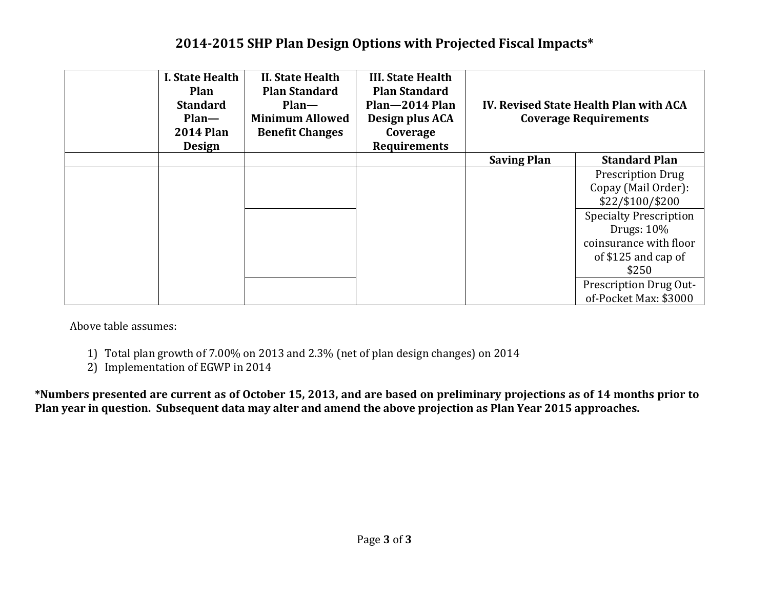## 2014-2015 SHP Plan Design Options with Projected Fiscal Impacts*

| | I. State Health Plan Standard Plan—2014 Plan Design | II. State Health Plan Standard Plan—Minimum Allowed Benefit Changes | III. State Health Plan Standard Plan—2014 Plan Design plus ACA Coverage Requirements | IV. Revised State Health Plan with ACA Coverage Requirements | |
|---|---|---|---|---|---|
| | | | | Saving Plan | Standard Plan |
| | | | | | Prescription Drug Copay (Mail Order): $22/$100/$200 |
| | | | | | Specialty Prescription Drugs: 10% coinsurance with floor of $125 and cap of $250 |
| | | | | | Prescription Drug Out-of-Pocket Max: $3000 |

Above table assumes:

1) Total plan growth of 7.00% on 2013 and 2.3% (net of plan design changes) on 2014
2) Implementation of EGWP in 2014

**\*Numbers presented are current as of October 15, 2013, and are based on preliminary projections as of 14 months prior to Plan year in question. Subsequent data may alter and amend the above projection as Plan Year 2015 approaches.**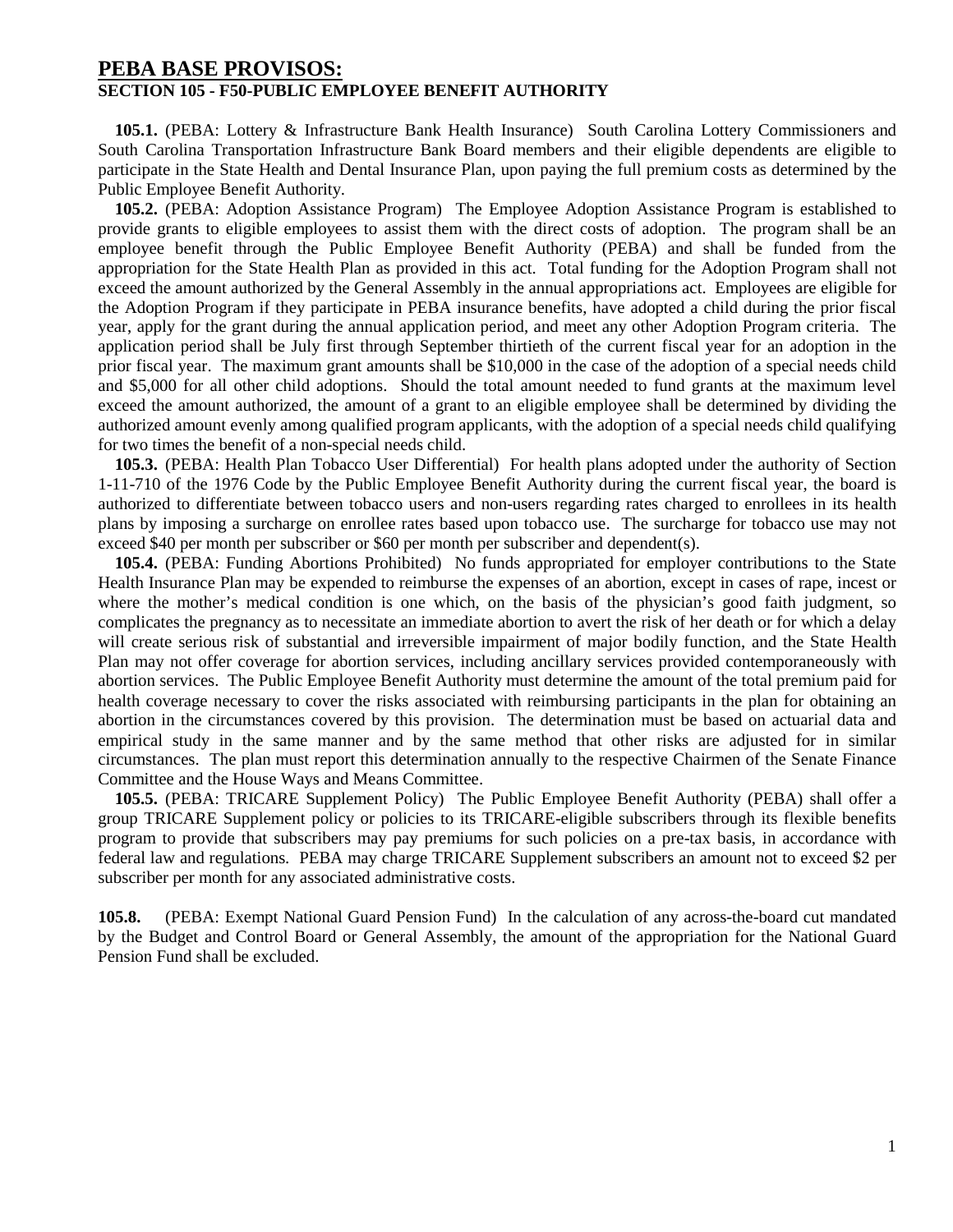# PEBA BASE PROVISOS:

## SECTION 105 - F50-PUBLIC EMPLOYEE BENEFIT AUTHORITY

**105.1.** (PEBA: Lottery & Infrastructure Bank Health Insurance) South Carolina Lottery Commissioners and South Carolina Transportation Infrastructure Bank Board members and their eligible dependents are eligible to participate in the State Health and Dental Insurance Plan, upon paying the full premium costs as determined by the Public Employee Benefit Authority.

**105.2.** (PEBA: Adoption Assistance Program) The Employee Adoption Assistance Program is established to provide grants to eligible employees to assist them with the direct costs of adoption. The program shall be an employee benefit through the Public Employee Benefit Authority (PEBA) and shall be funded from the appropriation for the State Health Plan as provided in this act. Total funding for the Adoption Program shall not exceed the amount authorized by the General Assembly in the annual appropriations act. Employees are eligible for the Adoption Program if they participate in PEBA insurance benefits, have adopted a child during the prior fiscal year, apply for the grant during the annual application period, and meet any other Adoption Program criteria. The application period shall be July first through September thirtieth of the current fiscal year for an adoption in the prior fiscal year. The maximum grant amounts shall be $10,000 in the case of the adoption of a special needs child and $5,000 for all other child adoptions. Should the total amount needed to fund grants at the maximum level exceed the amount authorized, the amount of a grant to an eligible employee shall be determined by dividing the authorized amount evenly among qualified program applicants, with the adoption of a special needs child qualifying for two times the benefit of a non-special needs child.

**105.3.** (PEBA: Health Plan Tobacco User Differential) For health plans adopted under the authority of Section 1-11-710 of the 1976 Code by the Public Employee Benefit Authority during the current fiscal year, the board is authorized to differentiate between tobacco users and non-users regarding rates charged to enrollees in its health plans by imposing a surcharge on enrollee rates based upon tobacco use. The surcharge for tobacco use may not exceed $40 per month per subscriber or $60 per month per subscriber and dependent(s).

**105.4.** (PEBA: Funding Abortions Prohibited) No funds appropriated for employer contributions to the State Health Insurance Plan may be expended to reimburse the expenses of an abortion, except in cases of rape, incest or where the mother's medical condition is one which, on the basis of the physician's good faith judgment, so complicates the pregnancy as to necessitate an immediate abortion to avert the risk of her death or for which a delay will create serious risk of substantial and irreversible impairment of major bodily function, and the State Health Plan may not offer coverage for abortion services, including ancillary services provided contemporaneously with abortion services. The Public Employee Benefit Authority must determine the amount of the total premium paid for health coverage necessary to cover the risks associated with reimbursing participants in the plan for obtaining an abortion in the circumstances covered by this provision. The determination must be based on actuarial data and empirical study in the same manner and by the same method that other risks are adjusted for in similar circumstances. The plan must report this determination annually to the respective Chairmen of the Senate Finance Committee and the House Ways and Means Committee.

**105.5.** (PEBA: TRICARE Supplement Policy) The Public Employee Benefit Authority (PEBA) shall offer a group TRICARE Supplement policy or policies to its TRICARE-eligible subscribers through its flexible benefits program to provide that subscribers may pay premiums for such policies on a pre-tax basis, in accordance with federal law and regulations. PEBA may charge TRICARE Supplement subscribers an amount not to exceed $2 per subscriber per month for any associated administrative costs.

**105.8.** (PEBA: Exempt National Guard Pension Fund) In the calculation of any across-the-board cut mandated by the Budget and Control Board or General Assembly, the amount of the appropriation for the National Guard Pension Fund shall be excluded.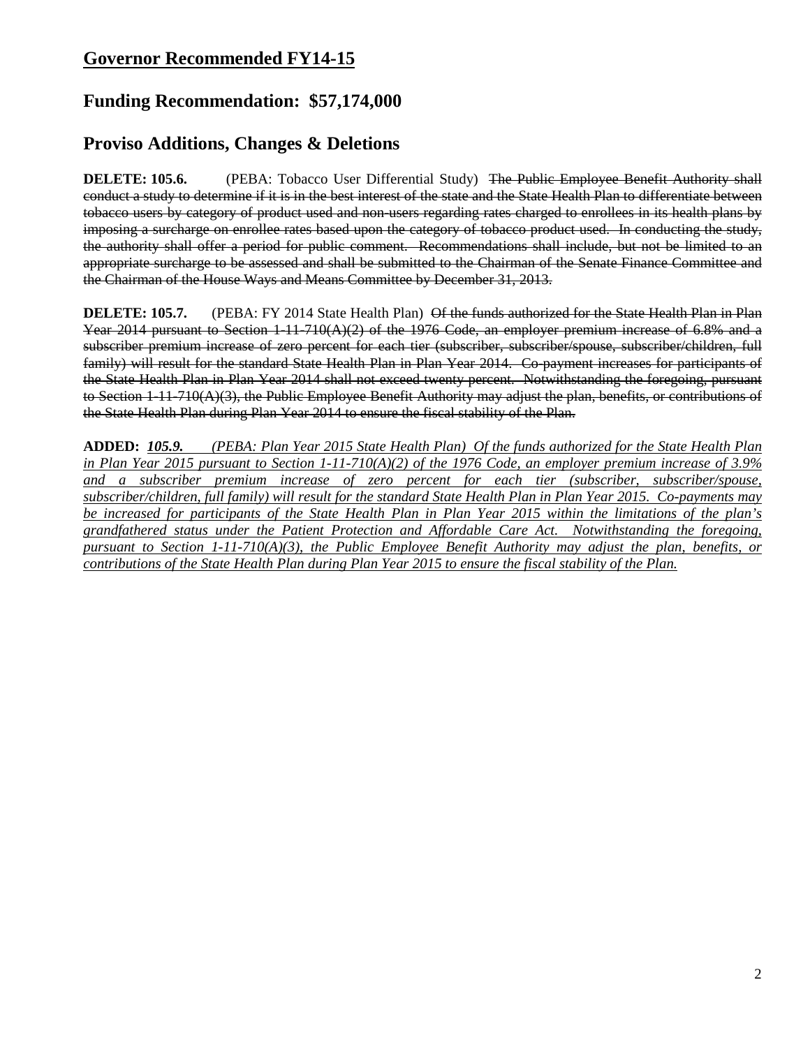## Governor Recommended FY14-15

## Funding Recommendation: $57,174,000

## Proviso Additions, Changes & Deletions

**DELETE: 105.6.** (PEBA: Tobacco User Differential Study) ~~The Public Employee Benefit Authority shall conduct a study to determine if it is in the best interest of the state and the State Health Plan to differentiate between tobacco users by category of product used and non-users regarding rates charged to enrollees in its health plans by imposing a surcharge on enrollee rates based upon the category of tobacco product used. In conducting the study, the authority shall offer a period for public comment. Recommendations shall include, but not be limited to an appropriate surcharge to be assessed and shall be submitted to the Chairman of the Senate Finance Committee and the Chairman of the House Ways and Means Committee by December 31, 2013.~~

**DELETE: 105.7.** (PEBA: FY 2014 State Health Plan) ~~Of the funds authorized for the State Health Plan in Plan Year 2014 pursuant to Section 1-11-710(A)(2) of the 1976 Code, an employer premium increase of 6.8% and a subscriber premium increase of zero percent for each tier (subscriber, subscriber/spouse, subscriber/children, full family) will result for the standard State Health Plan in Plan Year 2014. Co-payment increases for participants of the State Health Plan in Plan Year 2014 shall not exceed twenty percent. Notwithstanding the foregoing, pursuant to Section 1-11-710(A)(3), the Public Employee Benefit Authority may adjust the plan, benefits, or contributions of the State Health Plan during Plan Year 2014 to ensure the fiscal stability of the Plan.~~

**ADDED:** ***<u>105.9.</u>*** <u>*(PEBA: Plan Year 2015 State Health Plan) Of the funds authorized for the State Health Plan in Plan Year 2015 pursuant to Section 1-11-710(A)(2) of the 1976 Code, an employer premium increase of 3.9% and a subscriber premium increase of zero percent for each tier (subscriber, subscriber/spouse, subscriber/children, full family) will result for the standard State Health Plan in Plan Year 2015. Co-payments may be increased for participants of the State Health Plan in Plan Year 2015 within the limitations of the plan's grandfathered status under the Patient Protection and Affordable Care Act. Notwithstanding the foregoing, pursuant to Section 1-11-710(A)(3), the Public Employee Benefit Authority may adjust the plan, benefits, or contributions of the State Health Plan during Plan Year 2015 to ensure the fiscal stability of the Plan.*</u>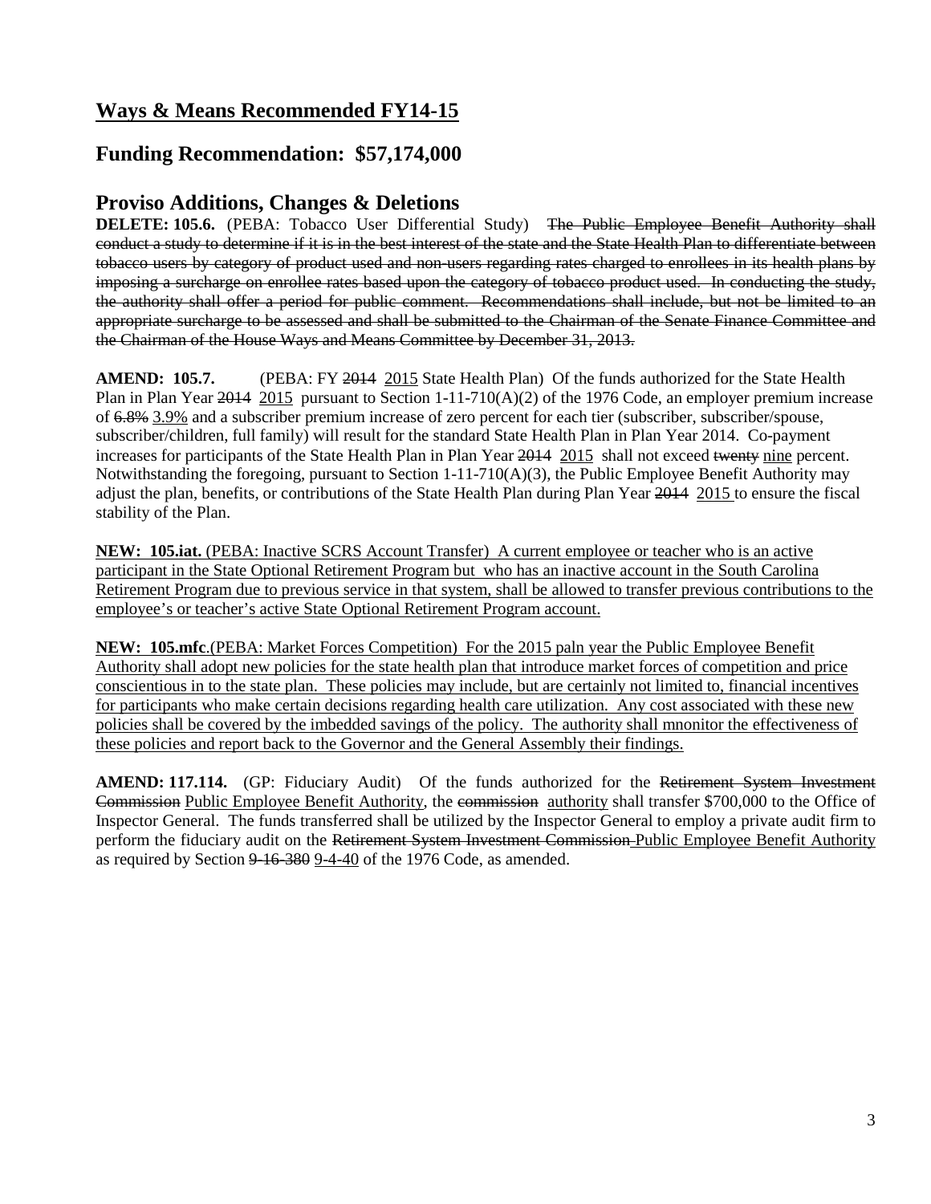## Ways & Means Recommended FY14-15

## Funding Recommendation: $57,174,000

## Proviso Additions, Changes & Deletions

**DELETE: 105.6.** (PEBA: Tobacco User Differential Study) ~~The Public Employee Benefit Authority shall conduct a study to determine if it is in the best interest of the state and the State Health Plan to differentiate between tobacco users by category of product used and non-users regarding rates charged to enrollees in its health plans by imposing a surcharge on enrollee rates based upon the category of tobacco product used. In conducting the study, the authority shall offer a period for public comment. Recommendations shall include, but not be limited to an appropriate surcharge to be assessed and shall be submitted to the Chairman of the Senate Finance Committee and the Chairman of the House Ways and Means Committee by December 31, 2013.~~

**AMEND: 105.7.** (PEBA: FY ~~2014~~ <u>2015</u> State Health Plan) Of the funds authorized for the State Health Plan in Plan Year ~~2014~~ <u>2015</u> pursuant to Section 1-11-710(A)(2) of the 1976 Code, an employer premium increase of ~~6.8%~~ <u>3.9%</u> and a subscriber premium increase of zero percent for each tier (subscriber, subscriber/spouse, subscriber/children, full family) will result for the standard State Health Plan in Plan Year 2014. Co-payment increases for participants of the State Health Plan in Plan Year ~~2014~~ <u>2015</u> shall not exceed ~~twenty~~ <u>nine</u> percent. Notwithstanding the foregoing, pursuant to Section 1-11-710(A)(3), the Public Employee Benefit Authority may adjust the plan, benefits, or contributions of the State Health Plan during Plan Year ~~2014~~ <u>2015</u> to ensure the fiscal stability of the Plan.

**<u>NEW: 105.iat.</u>** <u>(PEBA: Inactive SCRS Account Transfer) A current employee or teacher who is an active participant in the State Optional Retirement Program but who has an inactive account in the South Carolina Retirement Program due to previous service in that system, shall be allowed to transfer previous contributions to the employee's or teacher's active State Optional Retirement Program account.</u>

**<u>NEW: 105.mfc</u>**<u>.(PEBA: Market Forces Competition) For the 2015 paln year the Public Employee Benefit Authority shall adopt new policies for the state health plan that introduce market forces of competition and price conscientious in to the state plan. These policies may include, but are certainly not limited to, financial incentives for participants who make certain decisions regarding health care utilization. Any cost associated with these new policies shall be covered by the imbedded savings of the policy. The authority shall mnonitor the effectiveness of these policies and report back to the Governor and the General Assembly their findings.</u>

**AMEND: 117.114.** (GP: Fiduciary Audit) Of the funds authorized for the ~~Retirement System Investment Commission~~ <u>Public Employee Benefit Authority</u>, the ~~commission~~ <u>authority</u> shall transfer $700,000 to the Office of Inspector General. The funds transferred shall be utilized by the Inspector General to employ a private audit firm to perform the fiduciary audit on the ~~Retirement System Investment Commission~~ <u>Public Employee Benefit Authority</u> as required by Section ~~9-16-380~~ <u>9-4-40</u> of the 1976 Code, as amended.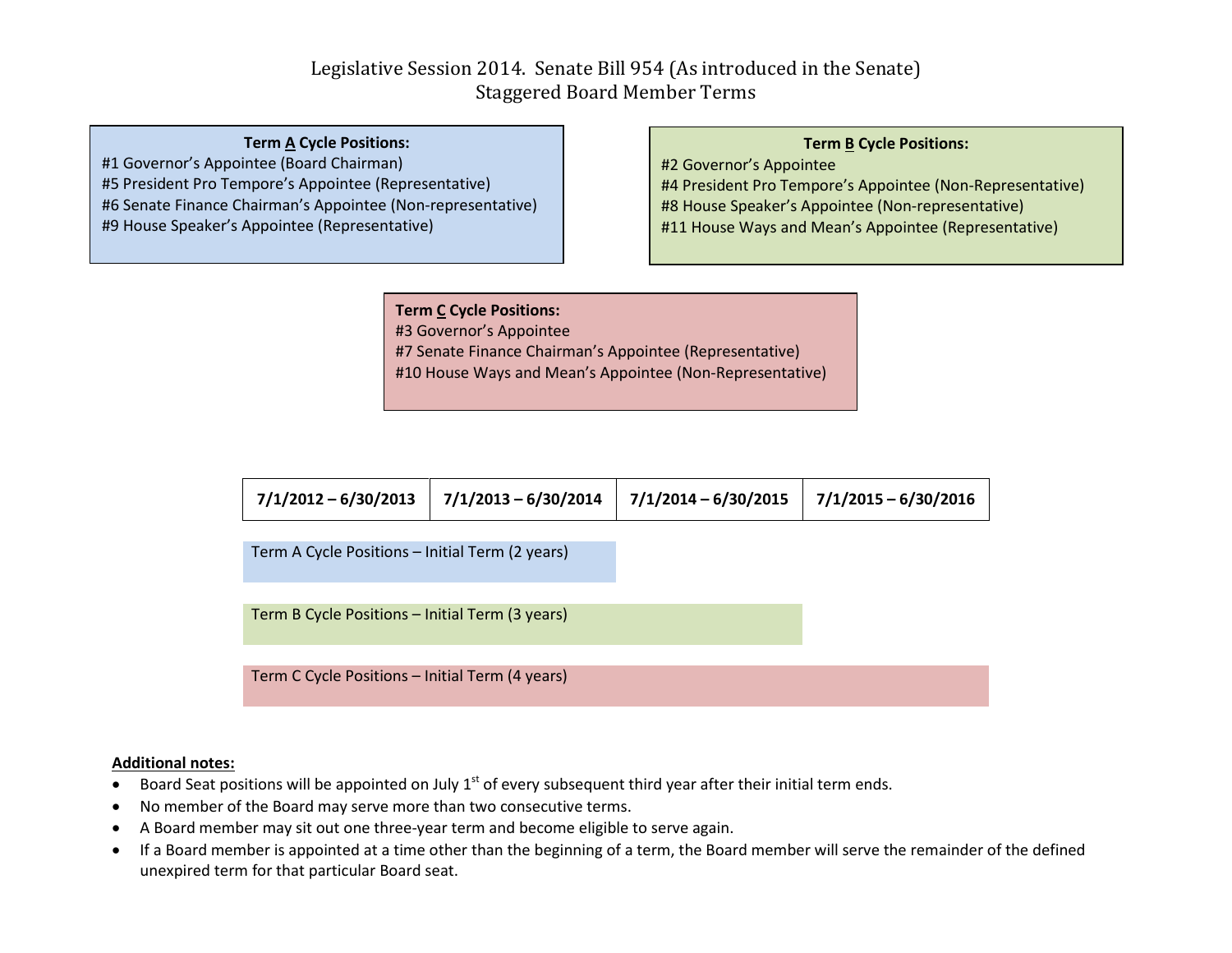# Legislative Session 2014. Senate Bill 954 (As introduced in the Senate)
## Staggered Board Member Terms

**Term A Cycle Positions:**
#1 Governor's Appointee (Board Chairman)
#5 President Pro Tempore's Appointee (Representative)
#6 Senate Finance Chairman's Appointee (Non-representative)
#9 House Speaker's Appointee (Representative)

**Term B Cycle Positions:**
#2 Governor's Appointee
#4 President Pro Tempore's Appointee (Non-Representative)
#8 House Speaker's Appointee (Non-representative)
#11 House Ways and Mean's Appointee (Representative)

**Term C Cycle Positions:**
#3 Governor's Appointee
#7 Senate Finance Chairman's Appointee (Representative)
#10 House Ways and Mean's Appointee (Non-Representative)

**7/1/2012 – 6/30/2013**
**7/1/2013 – 6/30/2014**
**7/1/2014 – 6/30/2015**
**7/1/2015 – 6/30/2016**

Term A Cycle Positions – Initial Term (2 years)

Term B Cycle Positions – Initial Term (3 years)

Term C Cycle Positions – Initial Term (4 years)

**Additional notes:**

- Board Seat positions will be appointed on July 1st of every subsequent third year after their initial term ends.
- No member of the Board may serve more than two consecutive terms.
- A Board member may sit out one three-year term and become eligible to serve again.
- If a Board member is appointed at a time other than the beginning of a term, the Board member will serve the remainder of the defined unexpired term for that particular Board seat.